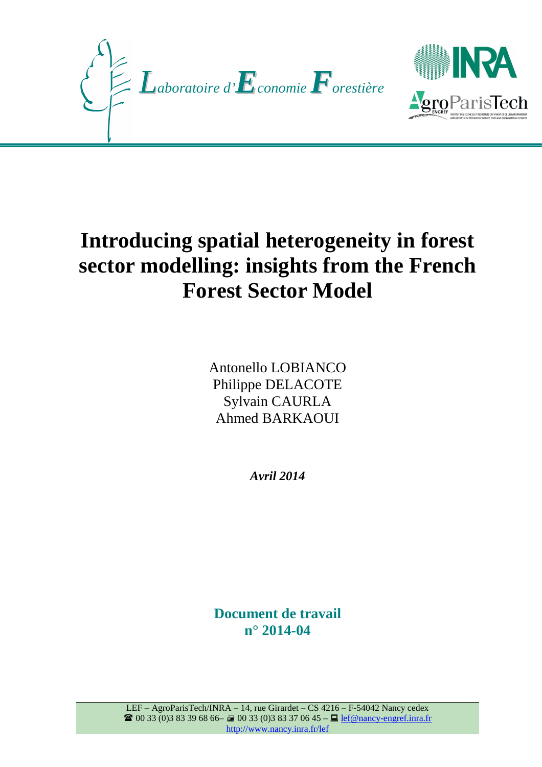*Laboratoire d'Economie Forestière*

# Introducing spatial heterogeneity in forest sector modelling: insights from the French Forest Sector Model

Antonello LOBIANCO
Philippe DELACOTE
Sylvain CAURLA
Ahmed BARKAOUI

***Avril 2014***

**Document de travail**
**n° 2014-04**

LEF – AgroParisTech/INRA – 14, rue Girardet – CS 4216 – F-54042 Nancy cedex
00 33 (0)3 83 39 68 66– 00 33 (0)3 83 37 06 45 – lef@nancy-engref.inra.fr
http://www.nancy.inra.fr/lef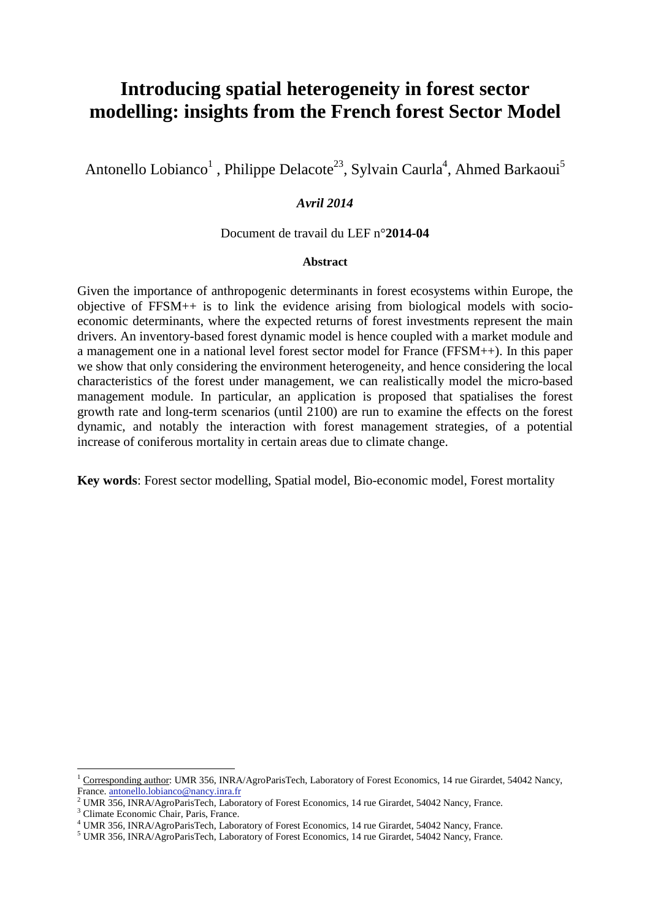# Introducing spatial heterogeneity in forest sector modelling: insights from the French forest Sector Model

Antonello Lobianco[1] , Philippe Delacote[23], Sylvain Caurla[4], Ahmed Barkaoui[5]

***Avril 2014***

Document de travail du LEF n°**2014-04**

**Abstract**

Given the importance of anthropogenic determinants in forest ecosystems within Europe, the objective of FFSM++ is to link the evidence arising from biological models with socio-economic determinants, where the expected returns of forest investments represent the main drivers. An inventory-based forest dynamic model is hence coupled with a market module and a management one in a national level forest sector model for France (FFSM++). In this paper we show that only considering the environment heterogeneity, and hence considering the local characteristics of the forest under management, we can realistically model the micro-based management module. In particular, an application is proposed that spatialises the forest growth rate and long-term scenarios (until 2100) are run to examine the effects on the forest dynamic, and notably the interaction with forest management strategies, of a potential increase of coniferous mortality in certain areas due to climate change.

**Key words**: Forest sector modelling, Spatial model, Bio-economic model, Forest mortality

---

[1] Corresponding author: UMR 356, INRA/AgroParisTech, Laboratory of Forest Economics, 14 rue Girardet, 54042 Nancy, France. antonello.lobianco@nancy.inra.fr

[2] UMR 356, INRA/AgroParisTech, Laboratory of Forest Economics, 14 rue Girardet, 54042 Nancy, France.

[3] Climate Economic Chair, Paris, France.

[4] UMR 356, INRA/AgroParisTech, Laboratory of Forest Economics, 14 rue Girardet, 54042 Nancy, France.

[5] UMR 356, INRA/AgroParisTech, Laboratory of Forest Economics, 14 rue Girardet, 54042 Nancy, France.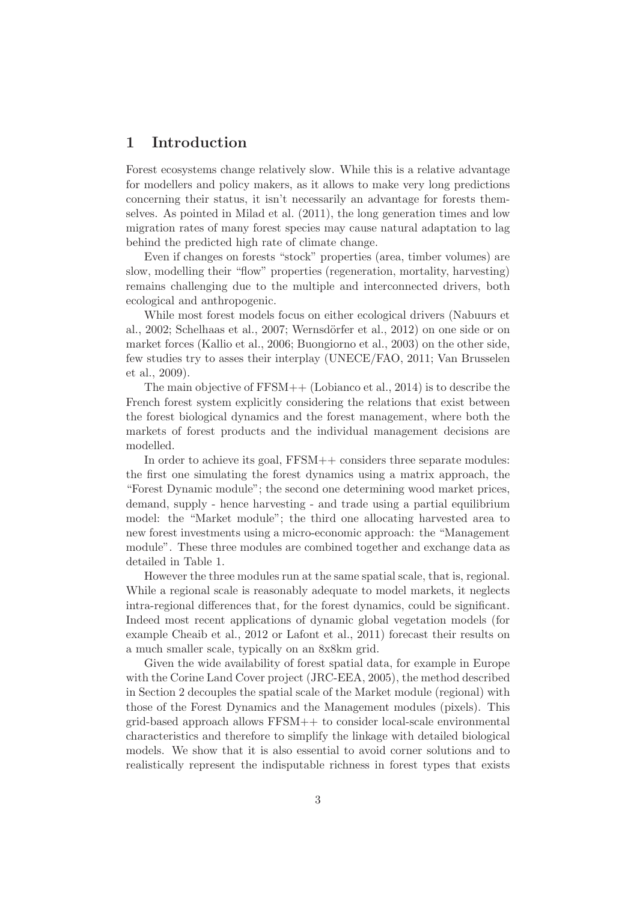# 1 Introduction

Forest ecosystems change relatively slow. While this is a relative advantage for modellers and policy makers, as it allows to make very long predictions concerning their status, it isn't necessarily an advantage for forests themselves. As pointed in Milad et al. (2011), the long generation times and low migration rates of many forest species may cause natural adaptation to lag behind the predicted high rate of climate change.

Even if changes on forests "stock" properties (area, timber volumes) are slow, modelling their "flow" properties (regeneration, mortality, harvesting) remains challenging due to the multiple and interconnected drivers, both ecological and anthropogenic.

While most forest models focus on either ecological drivers (Nabuurs et al., 2002; Schelhaas et al., 2007; Wernsdörfer et al., 2012) on one side or on market forces (Kallio et al., 2006; Buongiorno et al., 2003) on the other side, few studies try to asses their interplay (UNECE/FAO, 2011; Van Brusselen et al., 2009).

The main objective of FFSM++ (Lobianco et al., 2014) is to describe the French forest system explicitly considering the relations that exist between the forest biological dynamics and the forest management, where both the markets of forest products and the individual management decisions are modelled.

In order to achieve its goal, FFSM++ considers three separate modules: the first one simulating the forest dynamics using a matrix approach, the "Forest Dynamic module"; the second one determining wood market prices, demand, supply - hence harvesting - and trade using a partial equilibrium model: the "Market module"; the third one allocating harvested area to new forest investments using a micro-economic approach: the "Management module". These three modules are combined together and exchange data as detailed in Table 1.

However the three modules run at the same spatial scale, that is, regional. While a regional scale is reasonably adequate to model markets, it neglects intra-regional differences that, for the forest dynamics, could be significant. Indeed most recent applications of dynamic global vegetation models (for example Cheaib et al., 2012 or Lafont et al., 2011) forecast their results on a much smaller scale, typically on an 8x8km grid.

Given the wide availability of forest spatial data, for example in Europe with the Corine Land Cover project (JRC-EEA, 2005), the method described in Section 2 decouples the spatial scale of the Market module (regional) with those of the Forest Dynamics and the Management modules (pixels). This grid-based approach allows FFSM++ to consider local-scale environmental characteristics and therefore to simplify the linkage with detailed biological models. We show that it is also essential to avoid corner solutions and to realistically represent the indisputable richness in forest types that exists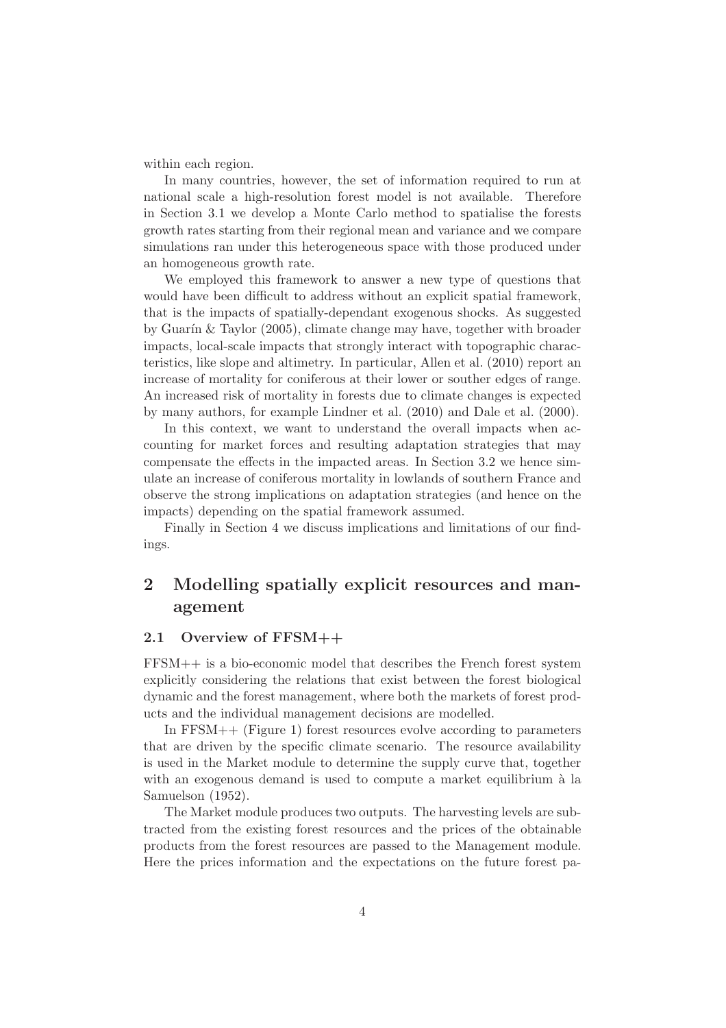within each region.

In many countries, however, the set of information required to run at national scale a high-resolution forest model is not available. Therefore in Section 3.1 we develop a Monte Carlo method to spatialise the forests growth rates starting from their regional mean and variance and we compare simulations ran under this heterogeneous space with those produced under an homogeneous growth rate.

We employed this framework to answer a new type of questions that would have been difficult to address without an explicit spatial framework, that is the impacts of spatially-dependant exogenous shocks. As suggested by Guarín & Taylor (2005), climate change may have, together with broader impacts, local-scale impacts that strongly interact with topographic characteristics, like slope and altimetry. In particular, Allen et al. (2010) report an increase of mortality for coniferous at their lower or souther edges of range. An increased risk of mortality in forests due to climate changes is expected by many authors, for example Lindner et al. (2010) and Dale et al. (2000).

In this context, we want to understand the overall impacts when accounting for market forces and resulting adaptation strategies that may compensate the effects in the impacted areas. In Section 3.2 we hence simulate an increase of coniferous mortality in lowlands of southern France and observe the strong implications on adaptation strategies (and hence on the impacts) depending on the spatial framework assumed.

Finally in Section 4 we discuss implications and limitations of our findings.

# 2 Modelling spatially explicit resources and management

## 2.1 Overview of FFSM++

FFSM++ is a bio-economic model that describes the French forest system explicitly considering the relations that exist between the forest biological dynamic and the forest management, where both the markets of forest products and the individual management decisions are modelled.

In FFSM++ (Figure 1) forest resources evolve according to parameters that are driven by the specific climate scenario. The resource availability is used in the Market module to determine the supply curve that, together with an exogenous demand is used to compute a market equilibrium à la Samuelson (1952).

The Market module produces two outputs. The harvesting levels are subtracted from the existing forest resources and the prices of the obtainable products from the forest resources are passed to the Management module. Here the prices information and the expectations on the future forest pa-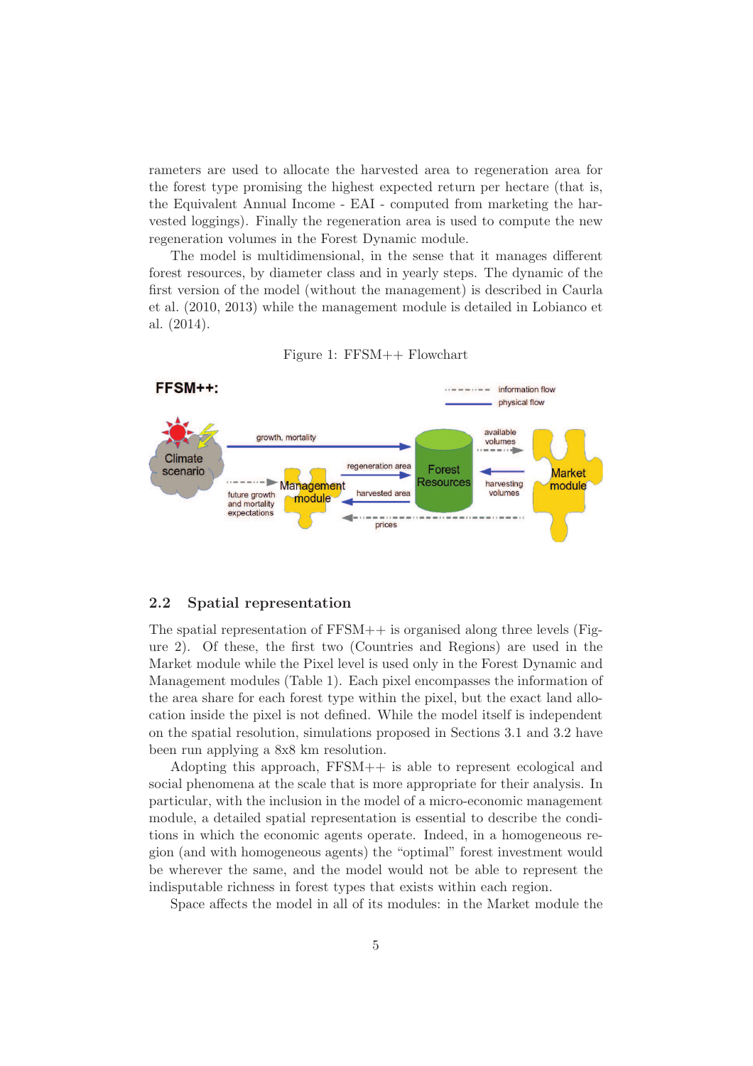rameters are used to allocate the harvested area to regeneration area for the forest type promising the highest expected return per hectare (that is, the Equivalent Annual Income - EAI - computed from marketing the harvested loggings). Finally the regeneration area is used to compute the new regeneration volumes in the Forest Dynamic module.

The model is multidimensional, in the sense that it manages different forest resources, by diameter class and in yearly steps. The dynamic of the first version of the model (without the management) is described in Caurla et al. (2010, 2013) while the management module is detailed in Lobianco et al. (2014).

Figure 1: FFSM++ Flowchart

## 2.2 Spatial representation

The spatial representation of FFSM++ is organised along three levels (Figure 2). Of these, the first two (Countries and Regions) are used in the Market module while the Pixel level is used only in the Forest Dynamic and Management modules (Table 1). Each pixel encompasses the information of the area share for each forest type within the pixel, but the exact land allocation inside the pixel is not defined. While the model itself is independent on the spatial resolution, simulations proposed in Sections 3.1 and 3.2 have been run applying a 8x8 km resolution.

Adopting this approach, FFSM++ is able to represent ecological and social phenomena at the scale that is more appropriate for their analysis. In particular, with the inclusion in the model of a micro-economic management module, a detailed spatial representation is essential to describe the conditions in which the economic agents operate. Indeed, in a homogeneous region (and with homogeneous agents) the "optimal" forest investment would be wherever the same, and the model would not be able to represent the indisputable richness in forest types that exists within each region.

Space affects the model in all of its modules: in the Market module the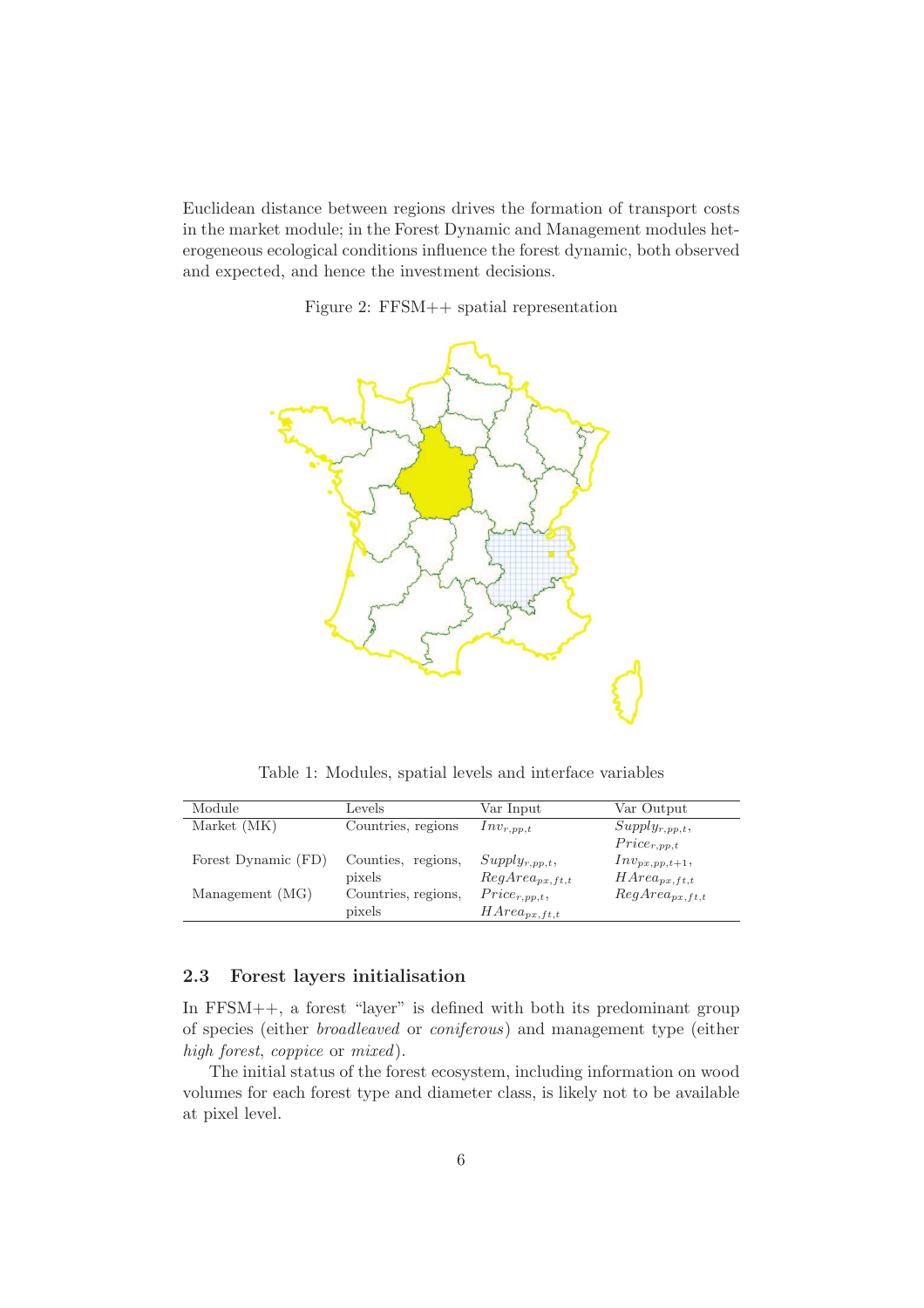Euclidean distance between regions drives the formation of transport costs in the market module; in the Forest Dynamic and Management modules heterogeneous ecological conditions influence the forest dynamic, both observed and expected, and hence the investment decisions.

Figure 2: FFSM++ spatial representation

Table 1: Modules, spatial levels and interface variables

| Module | Levels | Var Input | Var Output |
|---|---|---|---|
| Market (MK) | Countries, regions | $Inv_{r,pp,t}$ | $Supply_{r,pp,t}$, $Price_{r,pp,t}$ |
| Forest Dynamic (FD) | Counties, regions, pixels | $Supply_{r,pp,t}$, $RegArea_{px,ft,t}$ | $Inv_{px,pp,t+1}$, $HArea_{px,ft,t}$ |
| Management (MG) | Countries, regions, pixels | $Price_{r,pp,t}$, $HArea_{px,ft,t}$ | $RegArea_{px,ft,t}$ |

### 2.3 Forest layers initialisation

In FFSM++, a forest "layer" is defined with both its predominant group of species (either *broadleaved* or *coniferous*) and management type (either *high forest*, *coppice* or *mixed*).

The initial status of the forest ecosystem, including information on wood volumes for each forest type and diameter class, is likely not to be available at pixel level.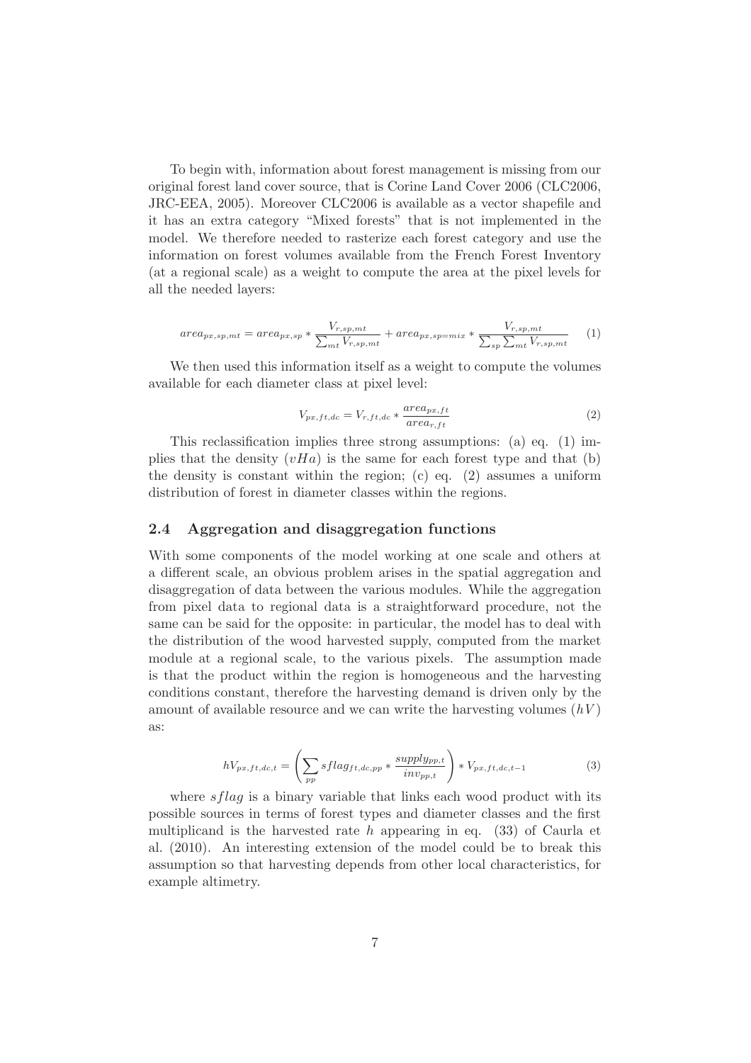To begin with, information about forest management is missing from our original forest land cover source, that is Corine Land Cover 2006 (CLC2006, JRC-EEA, 2005). Moreover CLC2006 is available as a vector shapefile and it has an extra category "Mixed forests" that is not implemented in the model. We therefore needed to rasterize each forest category and use the information on forest volumes available from the French Forest Inventory (at a regional scale) as a weight to compute the area at the pixel levels for all the needed layers:

$$area_{px,sp,mt} = area_{px,sp} * \frac{V_{r,sp,mt}}{\sum_{mt} V_{r,sp,mt}} + area_{px,sp=mix} * \frac{V_{r,sp,mt}}{\sum_{sp} \sum_{mt} V_{r,sp,mt}} \quad (1)$$

We then used this information itself as a weight to compute the volumes available for each diameter class at pixel level:

$$V_{px,ft,dc} = V_{r,ft,dc} * \frac{area_{px,ft}}{area_{r,ft}} \quad (2)$$

This reclassification implies three strong assumptions: (a) eq. (1) implies that the density ($vHa$) is the same for each forest type and that (b) the density is constant within the region; (c) eq. (2) assumes a uniform distribution of forest in diameter classes within the regions.

### 2.4 Aggregation and disaggregation functions

With some components of the model working at one scale and others at a different scale, an obvious problem arises in the spatial aggregation and disaggregation of data between the various modules. While the aggregation from pixel data to regional data is a straightforward procedure, not the same can be said for the opposite: in particular, the model has to deal with the distribution of the wood harvested supply, computed from the market module at a regional scale, to the various pixels. The assumption made is that the product within the region is homogeneous and the harvesting conditions constant, therefore the harvesting demand is driven only by the amount of available resource and we can write the harvesting volumes ($hV$) as:

$$hV_{px,ft,dc,t} = \left( \sum_{pp} sflag_{ft,dc,pp} * \frac{supply_{pp,t}}{inv_{pp,t}} \right) * V_{px,ft,dc,t-1} \quad (3)$$

where $sflag$ is a binary variable that links each wood product with its possible sources in terms of forest types and diameter classes and the first multiplicand is the harvested rate $h$ appearing in eq. (33) of Caurla et al. (2010). An interesting extension of the model could be to break this assumption so that harvesting depends from other local characteristics, for example altimetry.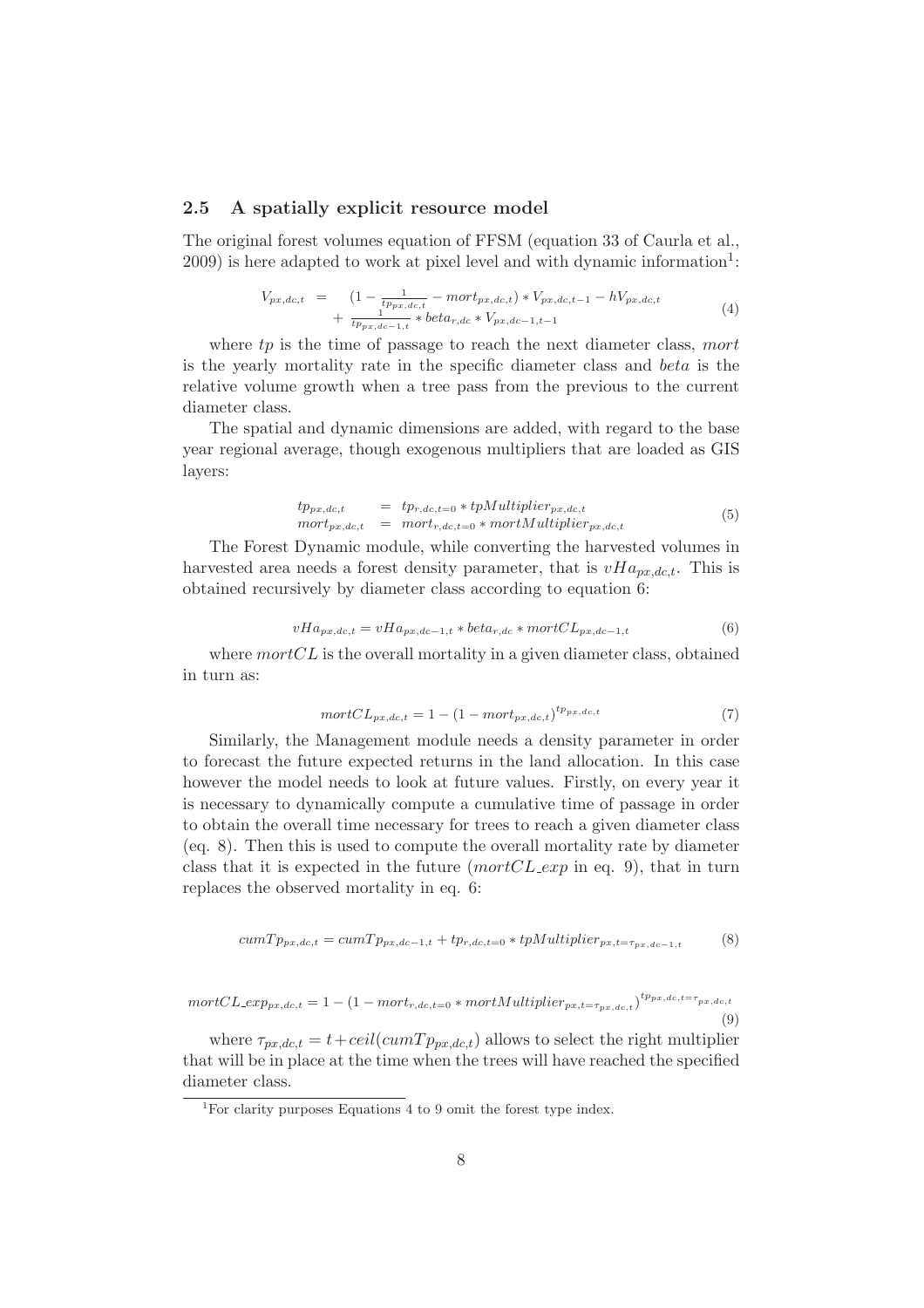### 2.5 A spatially explicit resource model

The original forest volumes equation of FFSM (equation 33 of Caurla et al., 2009) is here adapted to work at pixel level and with dynamic information[1]:

$$
\begin{aligned}
V_{px,dc,t} \; = \; & (1 - \frac{1}{tp_{px,dc,t}} - mort_{px,dc,t}) * V_{px,dc,t-1} - hV_{px,dc,t} \\
& + \frac{1}{tp_{px,dc-1,t}} * beta_{r,dc} * V_{px,dc-1,t-1}
\end{aligned}
\tag{4}
$$

where $tp$ is the time of passage to reach the next diameter class, $mort$ is the yearly mortality rate in the specific diameter class and $beta$ is the relative volume growth when a tree pass from the previous to the current diameter class.

The spatial and dynamic dimensions are added, with regard to the base year regional average, though exogenous multipliers that are loaded as GIS layers:

$$
\begin{aligned}
tp_{px,dc,t} &= tp_{r,dc,t=0} * tpMultiplier_{px,dc,t} \\
mort_{px,dc,t} &= mort_{r,dc,t=0} * mortMultiplier_{px,dc,t}
\end{aligned}
\tag{5}
$$

The Forest Dynamic module, while converting the harvested volumes in harvested area needs a forest density parameter, that is $vHa_{px,dc,t}$. This is obtained recursively by diameter class according to equation 6:

$$
vHa_{px,dc,t} = vHa_{px,dc-1,t} * beta_{r,dc} * mortCL_{px,dc-1,t} \tag{6}
$$

where $mortCL$ is the overall mortality in a given diameter class, obtained in turn as:

$$
mortCL_{px,dc,t} = 1 - (1 - mort_{px,dc,t})^{tp_{px,dc,t}} \tag{7}
$$

Similarly, the Management module needs a density parameter in order to forecast the future expected returns in the land allocation. In this case however the model needs to look at future values. Firstly, on every year it is necessary to dynamically compute a cumulative time of passage in order to obtain the overall time necessary for trees to reach a given diameter class (eq. 8). Then this is used to compute the overall mortality rate by diameter class that it is expected in the future ($mortCL\_exp$ in eq. 9), that in turn replaces the observed mortality in eq. 6:

$$
cumTp_{px,dc,t} = cumTp_{px,dc-1,t} + tp_{r,dc,t=0} * tpMultiplier_{px,t=\tau_{px,dc-1,t}} \tag{8}
$$

$$
mortCL\_exp_{px,dc,t} = 1 - (1 - mort_{r,dc,t=0} * mortMultiplier_{px,t=\tau_{px,dc,t}})^{tp_{px,dc,t=\tau_{px,dc,t}}} \tag{9}
$$

where $\tau_{px,dc,t} = t + ceil(cumTp_{px,dc,t})$ allows to select the right multiplier that will be in place at the time when the trees will have reached the specified diameter class.

[1] For clarity purposes Equations 4 to 9 omit the forest type index.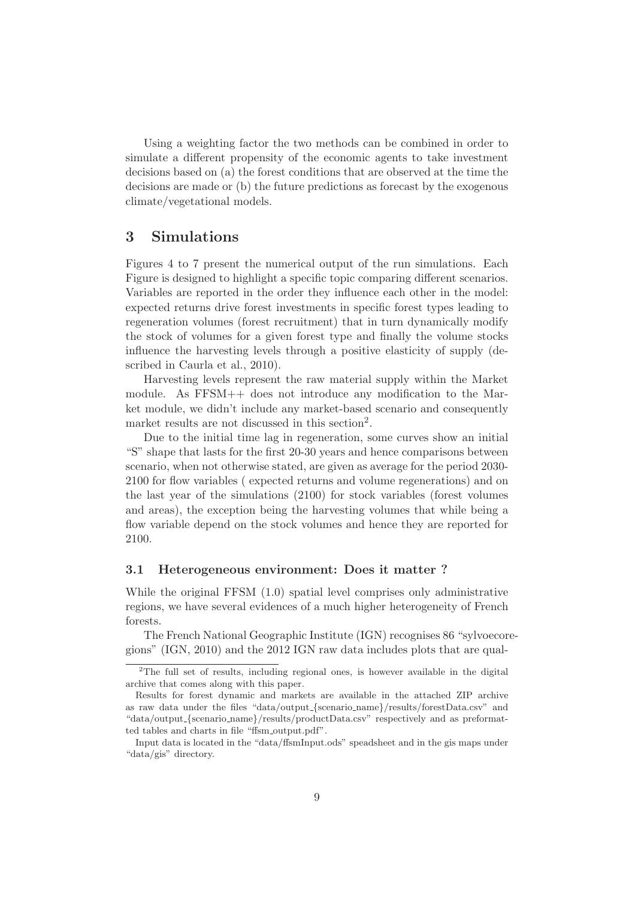Using a weighting factor the two methods can be combined in order to simulate a different propensity of the economic agents to take investment decisions based on (a) the forest conditions that are observed at the time the decisions are made or (b) the future predictions as forecast by the exogenous climate/vegetational models.

# 3 Simulations

Figures 4 to 7 present the numerical output of the run simulations. Each Figure is designed to highlight a specific topic comparing different scenarios. Variables are reported in the order they influence each other in the model: expected returns drive forest investments in specific forest types leading to regeneration volumes (forest recruitment) that in turn dynamically modify the stock of volumes for a given forest type and finally the volume stocks influence the harvesting levels through a positive elasticity of supply (described in Caurla et al., 2010).

Harvesting levels represent the raw material supply within the Market module. As FFSM++ does not introduce any modification to the Market module, we didn't include any market-based scenario and consequently market results are not discussed in this section[2].

Due to the initial time lag in regeneration, some curves show an initial "S" shape that lasts for the first 20-30 years and hence comparisons between scenario, when not otherwise stated, are given as average for the period 2030-2100 for flow variables ( expected returns and volume regenerations) and on the last year of the simulations (2100) for stock variables (forest volumes and areas), the exception being the harvesting volumes that while being a flow variable depend on the stock volumes and hence they are reported for 2100.

## 3.1 Heterogeneous environment: Does it matter ?

While the original FFSM (1.0) spatial level comprises only administrative regions, we have several evidences of a much higher heterogeneity of French forests.

The French National Geographic Institute (IGN) recognises 86 "sylvoecoregions" (IGN, 2010) and the 2012 IGN raw data includes plots that are qual-

---

[2]The full set of results, including regional ones, is however available in the digital archive that comes along with this paper.

Results for forest dynamic and markets are available in the attached ZIP archive as raw data under the files "data/output_{scenario_name}/results/forestData.csv" and "data/output_{scenario_name}/results/productData.csv" respectively and as preformatted tables and charts in file "ffsm_output.pdf".

Input data is located in the "data/ffsmInput.ods" speadsheet and in the gis maps under "data/gis" directory.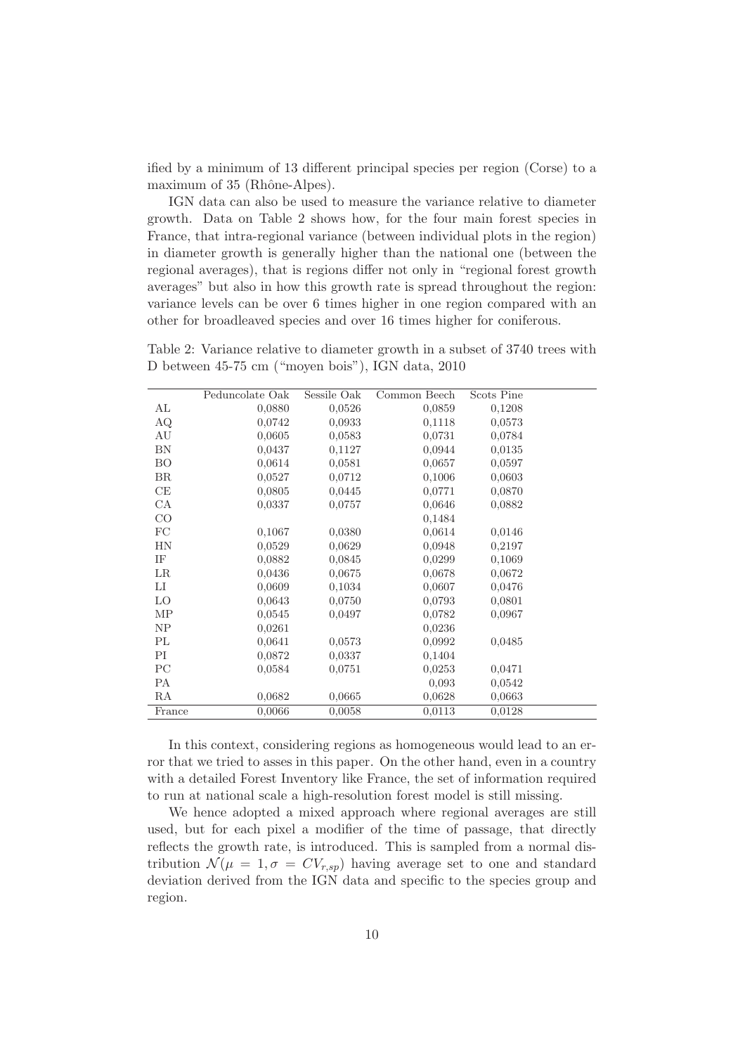ified by a minimum of 13 different principal species per region (Corse) to a maximum of 35 (Rhône-Alpes).

IGN data can also be used to measure the variance relative to diameter growth. Data on Table 2 shows how, for the four main forest species in France, that intra-regional variance (between individual plots in the region) in diameter growth is generally higher than the national one (between the regional averages), that is regions differ not only in "regional forest growth averages" but also in how this growth rate is spread throughout the region: variance levels can be over 6 times higher in one region compared with an other for broadleaved species and over 16 times higher for coniferous.

Table 2: Variance relative to diameter growth in a subset of 3740 trees with D between 45-75 cm ("moyen bois"), IGN data, 2010

| | Pedunculate Oak | Sessile Oak | Common Beech | Scots Pine |
|---|---|---|---|---|
| AL | 0,0880 | 0,0526 | 0,0859 | 0,1208 |
| AQ | 0,0742 | 0,0933 | 0,1118 | 0,0573 |
| AU | 0,0605 | 0,0583 | 0,0731 | 0,0784 |
| BN | 0,0437 | 0,1127 | 0,0944 | 0,0135 |
| BO | 0,0614 | 0,0581 | 0,0657 | 0,0597 |
| BR | 0,0527 | 0,0712 | 0,1006 | 0,0603 |
| CE | 0,0805 | 0,0445 | 0,0771 | 0,0870 |
| CA | 0,0337 | 0,0757 | 0,0646 | 0,0882 |
| CO | | | 0,1484 | |
| FC | 0,1067 | 0,0380 | 0,0614 | 0,0146 |
| HN | 0,0529 | 0,0629 | 0,0948 | 0,2197 |
| IF | 0,0882 | 0,0845 | 0,0299 | 0,1069 |
| LR | 0,0436 | 0,0675 | 0,0678 | 0,0672 |
| LI | 0,0609 | 0,1034 | 0,0607 | 0,0476 |
| LO | 0,0643 | 0,0750 | 0,0793 | 0,0801 |
| MP | 0,0545 | 0,0497 | 0,0782 | 0,0967 |
| NP | 0,0261 | | 0,0236 | |
| PL | 0,0641 | 0,0573 | 0,0992 | 0,0485 |
| PI | 0,0872 | 0,0337 | 0,1404 | |
| PC | 0,0584 | 0,0751 | 0,0253 | 0,0471 |
| PA | | | 0,093 | 0,0542 |
| RA | 0,0682 | 0,0665 | 0,0628 | 0,0663 |
| France | 0,0066 | 0,0058 | 0,0113 | 0,0128 |

In this context, considering regions as homogeneous would lead to an error that we tried to asses in this paper. On the other hand, even in a country with a detailed Forest Inventory like France, the set of information required to run at national scale a high-resolution forest model is still missing.

We hence adopted a mixed approach where regional averages are still used, but for each pixel a modifier of the time of passage, that directly reflects the growth rate, is introduced. This is sampled from a normal distribution $\mathcal{N}(\mu = 1, \sigma = CV_{r,sp})$ having average set to one and standard deviation derived from the IGN data and specific to the species group and region.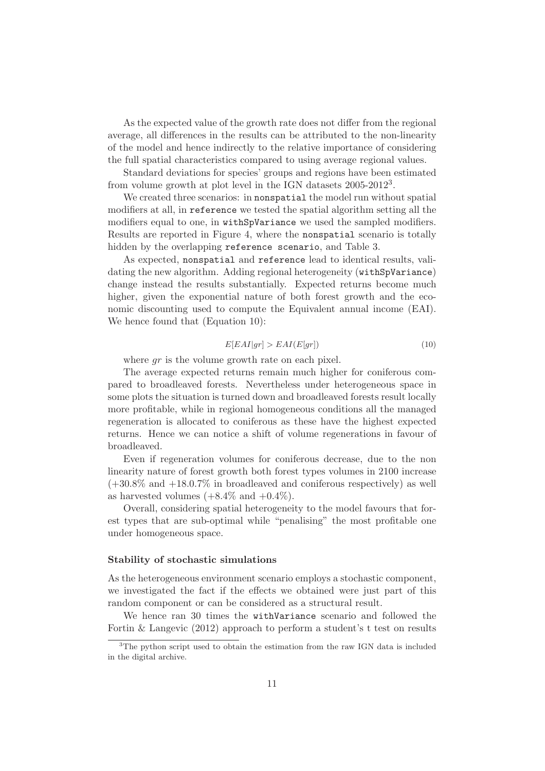As the expected value of the growth rate does not differ from the regional average, all differences in the results can be attributed to the non-linearity of the model and hence indirectly to the relative importance of considering the full spatial characteristics compared to using average regional values.

Standard deviations for species' groups and regions have been estimated from volume growth at plot level in the IGN datasets 2005-2012[3].

We created three scenarios: in `nonspatial` the model run without spatial modifiers at all, in `reference` we tested the spatial algorithm setting all the modifiers equal to one, in `withSpVariance` we used the sampled modifiers. Results are reported in Figure 4, where the `nonspatial` scenario is totally hidden by the overlapping `reference scenario`, and Table 3.

As expected, `nonspatial` and `reference` lead to identical results, validating the new algorithm. Adding regional heterogeneity (`withSpVariance`) change instead the results substantially. Expected returns become much higher, given the exponential nature of both forest growth and the economic discounting used to compute the Equivalent annual income (EAI). We hence found that (Equation 10):

$$E[EAI|gr] > EAI(E[gr]) \tag{10}$$

where $gr$ is the volume growth rate on each pixel.

The average expected returns remain much higher for coniferous compared to broadleaved forests. Nevertheless under heterogeneous space in some plots the situation is turned down and broadleaved forests result locally more profitable, while in regional homogeneous conditions all the managed regeneration is allocated to coniferous as these have the highest expected returns. Hence we can notice a shift of volume regenerations in favour of broadleaved.

Even if regeneration volumes for coniferous decrease, due to the non linearity nature of forest growth both forest types volumes in 2100 increase (+30.8% and +18.0.7% in broadleaved and coniferous respectively) as well as harvested volumes (+8.4% and +0.4%).

Overall, considering spatial heterogeneity to the model favours that forest types that are sub-optimal while "penalising" the most profitable one under homogeneous space.

### Stability of stochastic simulations

As the heterogeneous environment scenario employs a stochastic component, we investigated the fact if the effects we obtained were just part of this random component or can be considered as a structural result.

We hence ran 30 times the `withVariance` scenario and followed the Fortin & Langevic (2012) approach to perform a student's t test on results

[3] The python script used to obtain the estimation from the raw IGN data is included in the digital archive.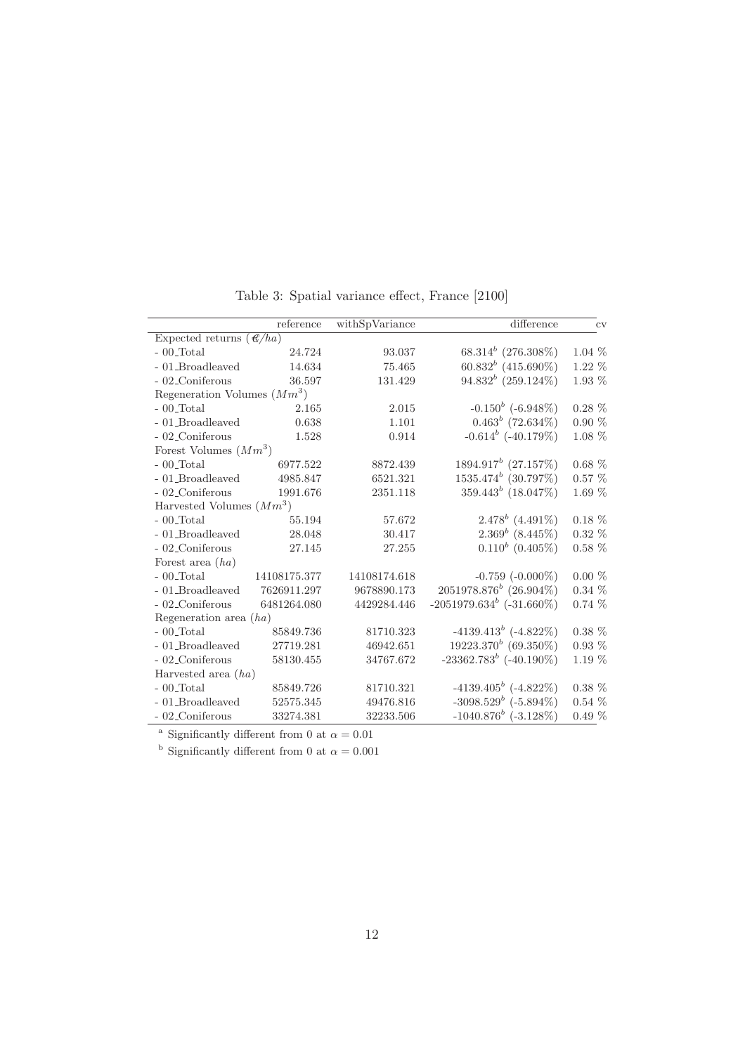Table 3: Spatial variance effect, France [2100]

| | reference | withSpVariance | difference | cv |
|---|---|---|---|---|
| Expected returns (€/$ha$) | | | | |
| - 00_Total | 24.724 | 93.037 | $68.314^b$ (276.308%) | 1.04 % |
| - 01_Broadleaved | 14.634 | 75.465 | $60.832^b$ (415.690%) | 1.22 % |
| - 02_Coniferous | 36.597 | 131.429 | $94.832^b$ (259.124%) | 1.93 % |
| Regeneration Volumes ($Mm^3$) | | | | |
| - 00_Total | 2.165 | 2.015 | $-0.150^b$ (-6.948%) | 0.28 % |
| - 01_Broadleaved | 0.638 | 1.101 | $0.463^b$ (72.634%) | 0.90 % |
| - 02_Coniferous | 1.528 | 0.914 | $-0.614^b$ (-40.179%) | 1.08 % |
| Forest Volumes ($Mm^3$) | | | | |
| - 00_Total | 6977.522 | 8872.439 | $1894.917^b$ (27.157%) | 0.68 % |
| - 01_Broadleaved | 4985.847 | 6521.321 | $1535.474^b$ (30.797%) | 0.57 % |
| - 02_Coniferous | 1991.676 | 2351.118 | $359.443^b$ (18.047%) | 1.69 % |
| Harvested Volumes ($Mm^3$) | | | | |
| - 00_Total | 55.194 | 57.672 | $2.478^b$ (4.491%) | 0.18 % |
| - 01_Broadleaved | 28.048 | 30.417 | $2.369^b$ (8.445%) | 0.32 % |
| - 02_Coniferous | 27.145 | 27.255 | $0.110^b$ (0.405%) | 0.58 % |
| Forest area ($ha$) | | | | |
| - 00_Total | 14108175.377 | 14108174.618 | -0.759 (-0.000%) | 0.00 % |
| - 01_Broadleaved | 7626911.297 | 9678890.173 | $2051978.876^b$ (26.904%) | 0.34 % |
| - 02_Coniferous | 6481264.080 | 4429284.446 | $-2051979.634^b$ (-31.660%) | 0.74 % |
| Regeneration area ($ha$) | | | | |
| - 00_Total | 85849.736 | 81710.323 | $-4139.413^b$ (-4.822%) | 0.38 % |
| - 01_Broadleaved | 27719.281 | 46942.651 | $19223.370^b$ (69.350%) | 0.93 % |
| - 02_Coniferous | 58130.455 | 34767.672 | $-23362.783^b$ (-40.190%) | 1.19 % |
| Harvested area ($ha$) | | | | |
| - 00_Total | 85849.726 | 81710.321 | $-4139.405^b$ (-4.822%) | 0.38 % |
| - 01_Broadleaved | 52575.345 | 49476.816 | $-3098.529^b$ (-5.894%) | 0.54 % |
| - 02_Coniferous | 33274.381 | 32233.506 | $-1040.876^b$ (-3.128%) | 0.49 % |

[a] Significantly different from 0 at $\alpha = 0.01$

[b] Significantly different from 0 at $\alpha = 0.001$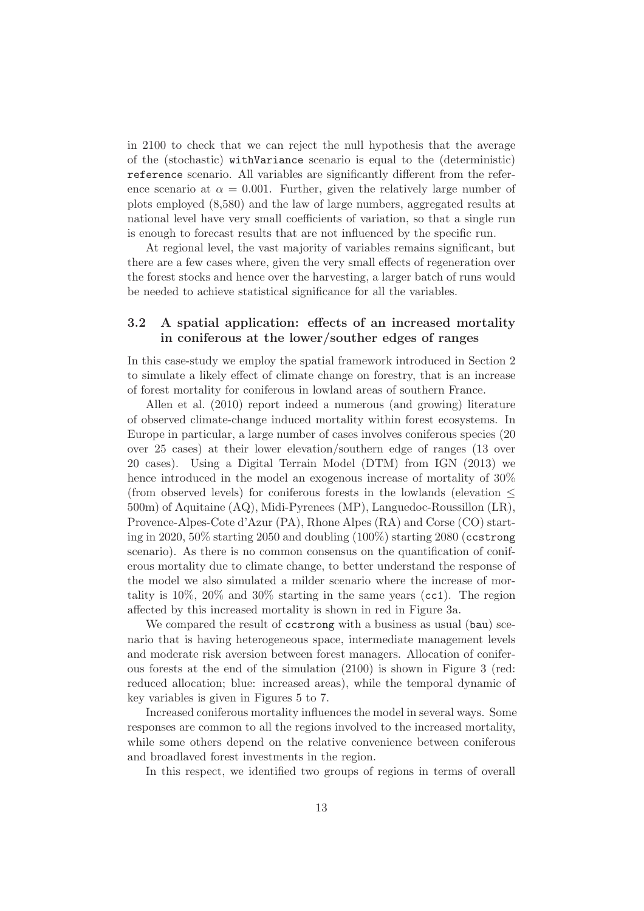in 2100 to check that we can reject the null hypothesis that the average of the (stochastic) `withVariance` scenario is equal to the (deterministic) `reference` scenario. All variables are significantly different from the reference scenario at $\alpha = 0.001$. Further, given the relatively large number of plots employed (8,580) and the law of large numbers, aggregated results at national level have very small coefficients of variation, so that a single run is enough to forecast results that are not influenced by the specific run.

At regional level, the vast majority of variables remains significant, but there are a few cases where, given the very small effects of regeneration over the forest stocks and hence over the harvesting, a larger batch of runs would be needed to achieve statistical significance for all the variables.

### 3.2 A spatial application: effects of an increased mortality in coniferous at the lower/souther edges of ranges

In this case-study we employ the spatial framework introduced in Section 2 to simulate a likely effect of climate change on forestry, that is an increase of forest mortality for coniferous in lowland areas of southern France.

Allen et al. (2010) report indeed a numerous (and growing) literature of observed climate-change induced mortality within forest ecosystems. In Europe in particular, a large number of cases involves coniferous species (20 over 25 cases) at their lower elevation/southern edge of ranges (13 over 20 cases). Using a Digital Terrain Model (DTM) from IGN (2013) we hence introduced in the model an exogenous increase of mortality of 30% (from observed levels) for coniferous forests in the lowlands (elevation $\leq$ 500m) of Aquitaine (AQ), Midi-Pyrenees (MP), Languedoc-Roussillon (LR), Provence-Alpes-Cote d'Azur (PA), Rhone Alpes (RA) and Corse (CO) starting in 2020, 50% starting 2050 and doubling (100%) starting 2080 (`ccstrong` scenario). As there is no common consensus on the quantification of coniferous mortality due to climate change, to better understand the response of the model we also simulated a milder scenario where the increase of mortality is 10%, 20% and 30% starting in the same years (`cc1`). The region affected by this increased mortality is shown in red in Figure 3a.

We compared the result of `ccstrong` with a business as usual (`bau`) scenario that is having heterogeneous space, intermediate management levels and moderate risk aversion between forest managers. Allocation of coniferous forests at the end of the simulation (2100) is shown in Figure 3 (red: reduced allocation; blue: increased areas), while the temporal dynamic of key variables is given in Figures 5 to 7.

Increased coniferous mortality influences the model in several ways. Some responses are common to all the regions involved to the increased mortality, while some others depend on the relative convenience between coniferous and broadlaved forest investments in the region.

In this respect, we identified two groups of regions in terms of overall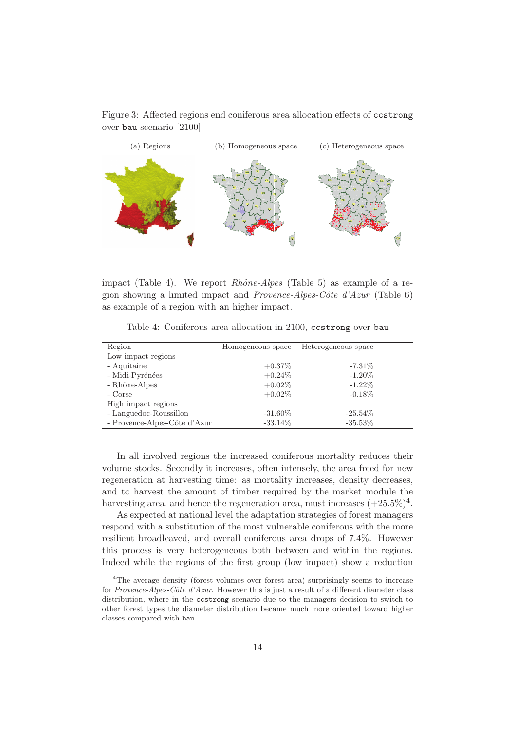Figure 3: Affected regions end coniferous area allocation effects of `ccstrong` over `bau` scenario [2100]

(a) Regions (b) Homogeneous space (c) Heterogeneous space

impact (Table 4). We report *Rhône-Alpes* (Table 5) as example of a region showing a limited impact and *Provence-Alpes-Côte d'Azur* (Table 6) as example of a region with an higher impact.

Table 4: Coniferous area allocation in 2100, `ccstrong` over `bau`

| Region | Homogeneous space | Heterogeneous space |
|---|---|---|
| Low impact regions | | |
| - Aquitaine | +0.37% | -7.31% |
| - Midi-Pyrénées | +0.24% | -1.20% |
| - Rhône-Alpes | +0.02% | -1.22% |
| - Corse | +0.02% | -0.18% |
| High impact regions | | |
| - Languedoc-Roussillon | -31.60% | -25.54% |
| - Provence-Alpes-Côte d'Azur | -33.14% | -35.53% |

In all involved regions the increased coniferous mortality reduces their volume stocks. Secondly it increases, often intensely, the area freed for new regeneration at harvesting time: as mortality increases, density decreases, and to harvest the amount of timber required by the market module the harvesting area, and hence the regeneration area, must increases (+25.5%)[4].

As expected at national level the adaptation strategies of forest managers respond with a substitution of the most vulnerable coniferous with the more resilient broadleaved, and overall coniferous area drops of 7.4%. However this process is very heterogeneous both between and within the regions. Indeed while the regions of the first group (low impact) show a reduction

[4]The average density (forest volumes over forest area) surprisingly seems to increase for *Provence-Alpes-Côte d'Azur*. However this is just a result of a different diameter class distribution, where in the `ccstrong` scenario due to the managers decision to switch to other forest types the diameter distribution became much more oriented toward higher classes compared with `bau`.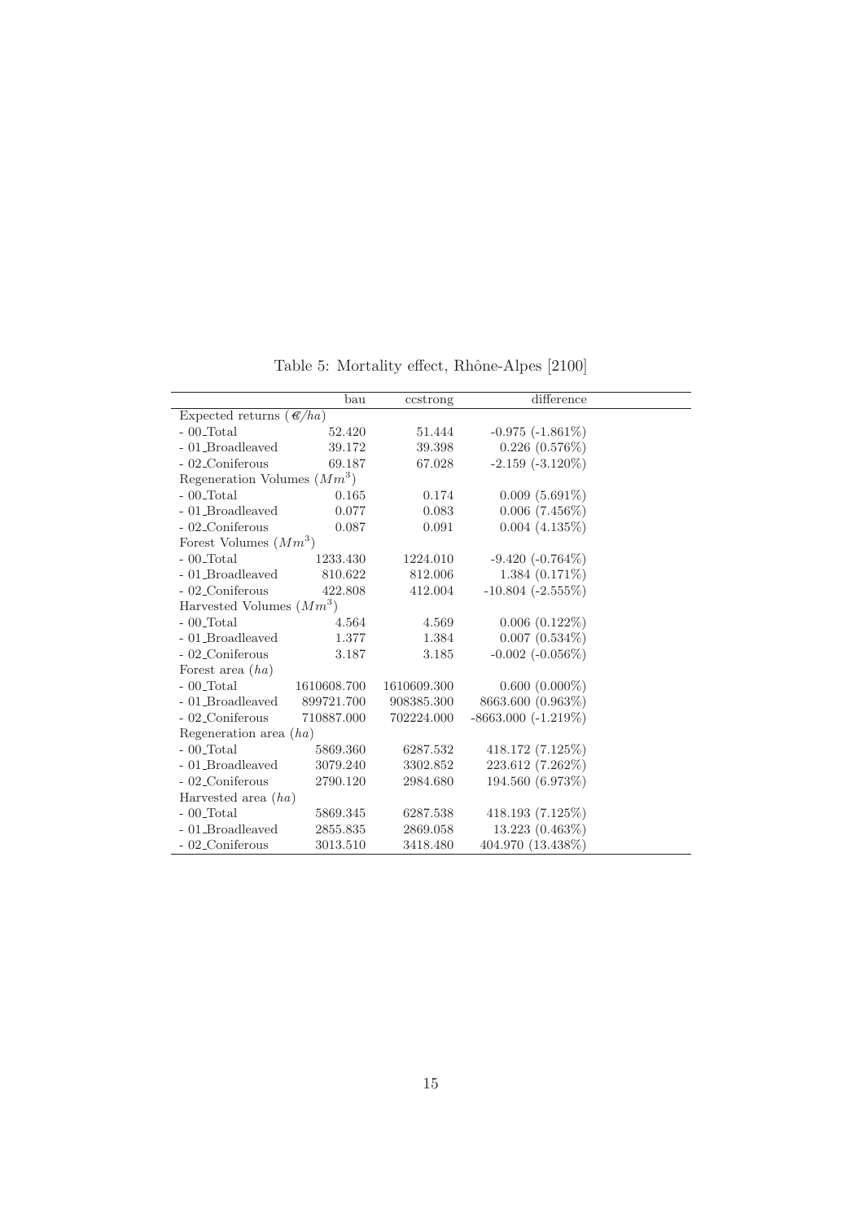Table 5: Mortality effect, Rhône-Alpes [2100]

| | bau | ccstrong | difference |
|---|---|---|---|
| Expected returns (€/$ha$) | | | |
| - 00_Total | 52.420 | 51.444 | -0.975 (-1.861%) |
| - 01_Broadleaved | 39.172 | 39.398 | 0.226 (0.576%) |
| - 02_Coniferous | 69.187 | 67.028 | -2.159 (-3.120%) |
| Regeneration Volumes ($Mm^3$) | | | |
| - 00_Total | 0.165 | 0.174 | 0.009 (5.691%) |
| - 01_Broadleaved | 0.077 | 0.083 | 0.006 (7.456%) |
| - 02_Coniferous | 0.087 | 0.091 | 0.004 (4.135%) |
| Forest Volumes ($Mm^3$) | | | |
| - 00_Total | 1233.430 | 1224.010 | -9.420 (-0.764%) |
| - 01_Broadleaved | 810.622 | 812.006 | 1.384 (0.171%) |
| - 02_Coniferous | 422.808 | 412.004 | -10.804 (-2.555%) |
| Harvested Volumes ($Mm^3$) | | | |
| - 00_Total | 4.564 | 4.569 | 0.006 (0.122%) |
| - 01_Broadleaved | 1.377 | 1.384 | 0.007 (0.534%) |
| - 02_Coniferous | 3.187 | 3.185 | -0.002 (-0.056%) |
| Forest area ($ha$) | | | |
| - 00_Total | 1610608.700 | 1610609.300 | 0.600 (0.000%) |
| - 01_Broadleaved | 899721.700 | 908385.300 | 8663.600 (0.963%) |
| - 02_Coniferous | 710887.000 | 702224.000 | -8663.000 (-1.219%) |
| Regeneration area ($ha$) | | | |
| - 00_Total | 5869.360 | 6287.532 | 418.172 (7.125%) |
| - 01_Broadleaved | 3079.240 | 3302.852 | 223.612 (7.262%) |
| - 02_Coniferous | 2790.120 | 2984.680 | 194.560 (6.973%) |
| Harvested area ($ha$) | | | |
| - 00_Total | 5869.345 | 6287.538 | 418.193 (7.125%) |
| - 01_Broadleaved | 2855.835 | 2869.058 | 13.223 (0.463%) |
| - 02_Coniferous | 3013.510 | 3418.480 | 404.970 (13.438%) |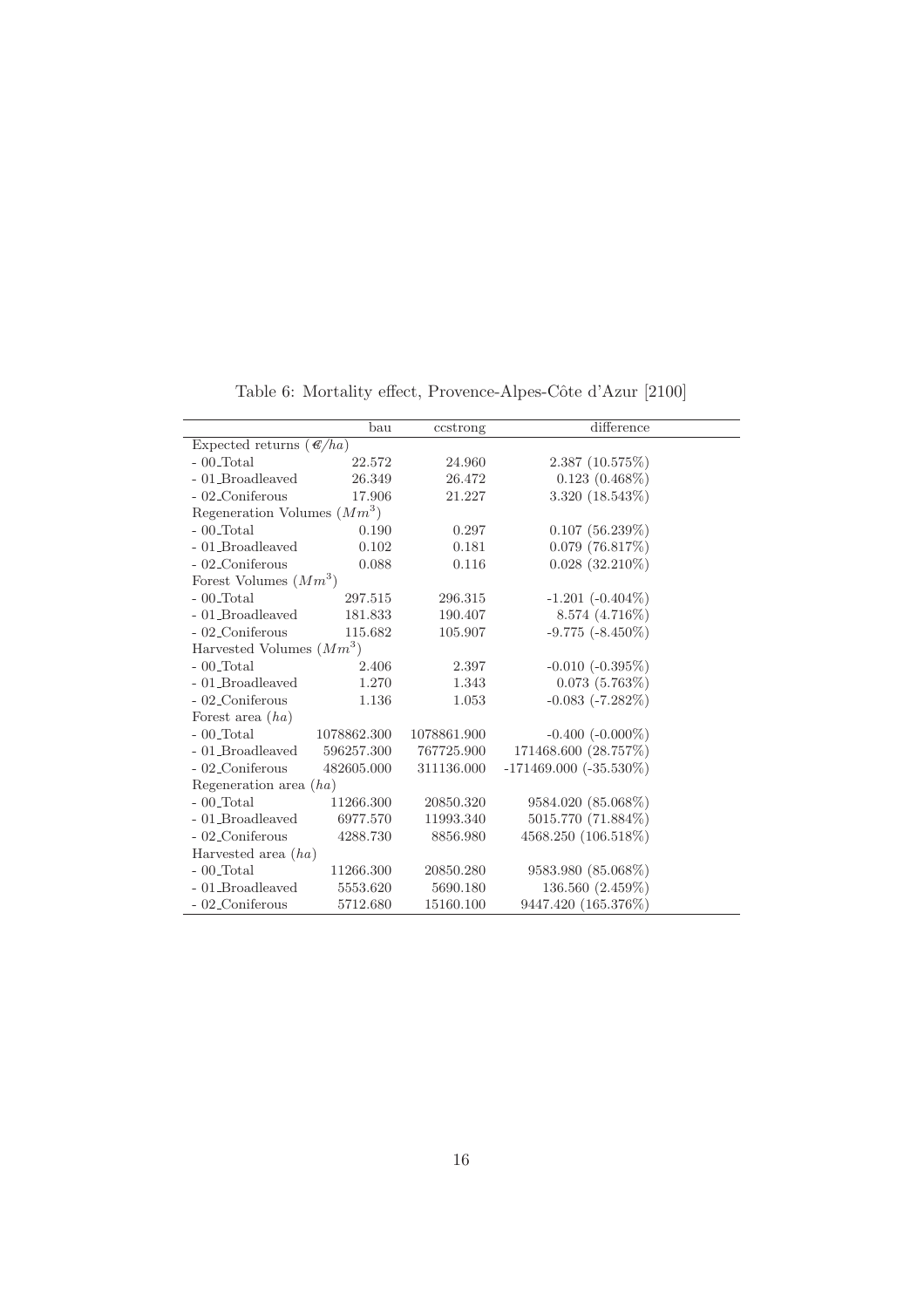Table 6: Mortality effect, Provence-Alpes-Côte d'Azur [2100]

| | bau | ccstrong | difference |
|---|---|---|---|
| Expected returns (€/$ha$) | | | |
| - 00_Total | 22.572 | 24.960 | 2.387 (10.575%) |
| - 01_Broadleaved | 26.349 | 26.472 | 0.123 (0.468%) |
| - 02_Coniferous | 17.906 | 21.227 | 3.320 (18.543%) |
| Regeneration Volumes ($Mm^3$) | | | |
| - 00_Total | 0.190 | 0.297 | 0.107 (56.239%) |
| - 01_Broadleaved | 0.102 | 0.181 | 0.079 (76.817%) |
| - 02_Coniferous | 0.088 | 0.116 | 0.028 (32.210%) |
| Forest Volumes ($Mm^3$) | | | |
| - 00_Total | 297.515 | 296.315 | -1.201 (-0.404%) |
| - 01_Broadleaved | 181.833 | 190.407 | 8.574 (4.716%) |
| - 02_Coniferous | 115.682 | 105.907 | -9.775 (-8.450%) |
| Harvested Volumes ($Mm^3$) | | | |
| - 00_Total | 2.406 | 2.397 | -0.010 (-0.395%) |
| - 01_Broadleaved | 1.270 | 1.343 | 0.073 (5.763%) |
| - 02_Coniferous | 1.136 | 1.053 | -0.083 (-7.282%) |
| Forest area ($ha$) | | | |
| - 00_Total | 1078862.300 | 1078861.900 | -0.400 (-0.000%) |
| - 01_Broadleaved | 596257.300 | 767725.900 | 171468.600 (28.757%) |
| - 02_Coniferous | 482605.000 | 311136.000 | -171469.000 (-35.530%) |
| Regeneration area ($ha$) | | | |
| - 00_Total | 11266.300 | 20850.320 | 9584.020 (85.068%) |
| - 01_Broadleaved | 6977.570 | 11993.340 | 5015.770 (71.884%) |
| - 02_Coniferous | 4288.730 | 8856.980 | 4568.250 (106.518%) |
| Harvested area ($ha$) | | | |
| - 00_Total | 11266.300 | 20850.280 | 9583.980 (85.068%) |
| - 01_Broadleaved | 5553.620 | 5690.180 | 136.560 (2.459%) |
| - 02_Coniferous | 5712.680 | 15160.100 | 9447.420 (165.376%) |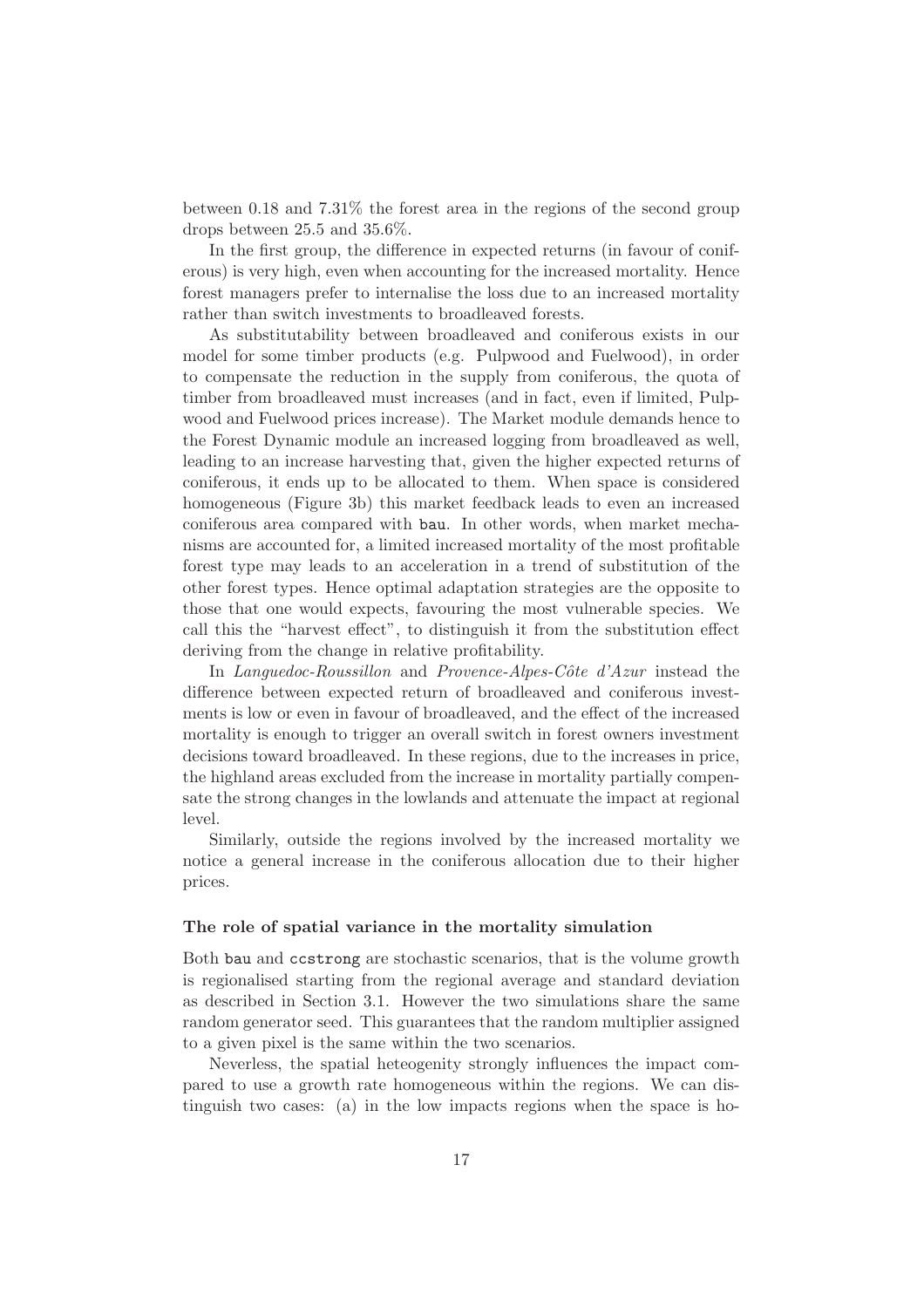between 0.18 and 7.31% the forest area in the regions of the second group drops between 25.5 and 35.6%.

In the first group, the difference in expected returns (in favour of coniferous) is very high, even when accounting for the increased mortality. Hence forest managers prefer to internalise the loss due to an increased mortality rather than switch investments to broadleaved forests.

As substitutability between broadleaved and coniferous exists in our model for some timber products (e.g. Pulpwood and Fuelwood), in order to compensate the reduction in the supply from coniferous, the quota of timber from broadleaved must increases (and in fact, even if limited, Pulpwood and Fuelwood prices increase). The Market module demands hence to the Forest Dynamic module an increased logging from broadleaved as well, leading to an increase harvesting that, given the higher expected returns of coniferous, it ends up to be allocated to them. When space is considered homogeneous (Figure 3b) this market feedback leads to even an increased coniferous area compared with `bau`. In other words, when market mechanisms are accounted for, a limited increased mortality of the most profitable forest type may leads to an acceleration in a trend of substitution of the other forest types. Hence optimal adaptation strategies are the opposite to those that one would expects, favouring the most vulnerable species. We call this the "harvest effect", to distinguish it from the substitution effect deriving from the change in relative profitability.

In *Languedoc-Roussillon* and *Provence-Alpes-Côte d'Azur* instead the difference between expected return of broadleaved and coniferous investments is low or even in favour of broadleaved, and the effect of the increased mortality is enough to trigger an overall switch in forest owners investment decisions toward broadleaved. In these regions, due to the increases in price, the highland areas excluded from the increase in mortality partially compensate the strong changes in the lowlands and attenuate the impact at regional level.

Similarly, outside the regions involved by the increased mortality we notice a general increase in the coniferous allocation due to their higher prices.

**The role of spatial variance in the mortality simulation**

Both `bau` and `ccstrong` are stochastic scenarios, that is the volume growth is regionalised starting from the regional average and standard deviation as described in Section 3.1. However the two simulations share the same random generator seed. This guarantees that the random multiplier assigned to a given pixel is the same within the two scenarios.

Neverless, the spatial heteogenity strongly influences the impact compared to use a growth rate homogeneous within the regions. We can distinguish two cases: (a) in the low impacts regions when the space is ho-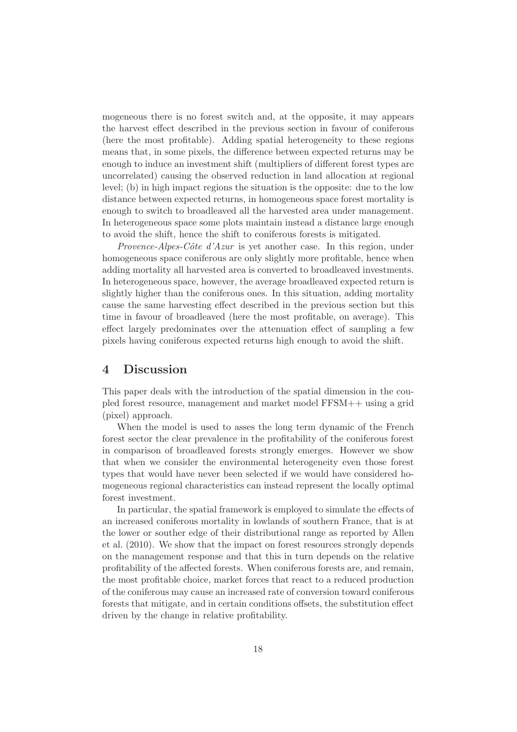mogeneous there is no forest switch and, at the opposite, it may appears the harvest effect described in the previous section in favour of coniferous (here the most profitable). Adding spatial heterogeneity to these regions means that, in some pixels, the difference between expected returns may be enough to induce an investment shift (multipliers of different forest types are uncorrelated) causing the observed reduction in land allocation at regional level; (b) in high impact regions the situation is the opposite: due to the low distance between expected returns, in homogeneous space forest mortality is enough to switch to broadleaved all the harvested area under management. In heterogeneous space some plots maintain instead a distance large enough to avoid the shift, hence the shift to coniferous forests is mitigated.

*Provence-Alpes-Côte d'Azur* is yet another case. In this region, under homogeneous space coniferous are only slightly more profitable, hence when adding mortality all harvested area is converted to broadleaved investments. In heterogeneous space, however, the average broadleaved expected return is slightly higher than the coniferous ones. In this situation, adding mortality cause the same harvesting effect described in the previous section but this time in favour of broadleaved (here the most profitable, on average). This effect largely predominates over the attenuation effect of sampling a few pixels having coniferous expected returns high enough to avoid the shift.

## 4 Discussion

This paper deals with the introduction of the spatial dimension in the coupled forest resource, management and market model FFSM++ using a grid (pixel) approach.

When the model is used to asses the long term dynamic of the French forest sector the clear prevalence in the profitability of the coniferous forest in comparison of broadleaved forests strongly emerges. However we show that when we consider the environmental heterogeneity even those forest types that would have never been selected if we would have considered homogeneous regional characteristics can instead represent the locally optimal forest investment.

In particular, the spatial framework is employed to simulate the effects of an increased coniferous mortality in lowlands of southern France, that is at the lower or souther edge of their distributional range as reported by Allen et al. (2010). We show that the impact on forest resources strongly depends on the management response and that this in turn depends on the relative profitability of the affected forests. When coniferous forests are, and remain, the most profitable choice, market forces that react to a reduced production of the coniferous may cause an increased rate of conversion toward coniferous forests that mitigate, and in certain conditions offsets, the substitution effect driven by the change in relative profitability.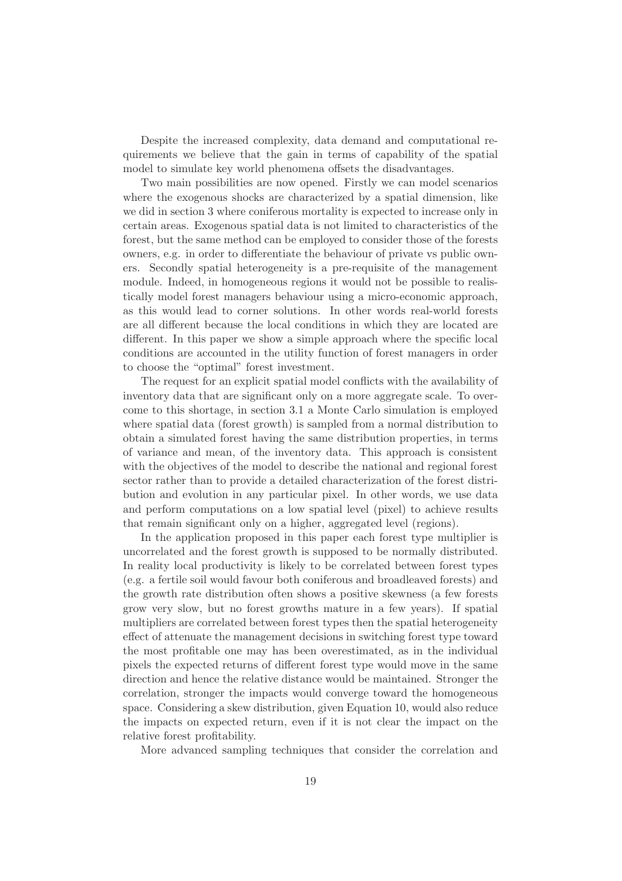Despite the increased complexity, data demand and computational requirements we believe that the gain in terms of capability of the spatial model to simulate key world phenomena offsets the disadvantages.

Two main possibilities are now opened. Firstly we can model scenarios where the exogenous shocks are characterized by a spatial dimension, like we did in section 3 where coniferous mortality is expected to increase only in certain areas. Exogenous spatial data is not limited to characteristics of the forest, but the same method can be employed to consider those of the forests owners, e.g. in order to differentiate the behaviour of private vs public owners. Secondly spatial heterogeneity is a pre-requisite of the management module. Indeed, in homogeneous regions it would not be possible to realistically model forest managers behaviour using a micro-economic approach, as this would lead to corner solutions. In other words real-world forests are all different because the local conditions in which they are located are different. In this paper we show a simple approach where the specific local conditions are accounted in the utility function of forest managers in order to choose the "optimal" forest investment.

The request for an explicit spatial model conflicts with the availability of inventory data that are significant only on a more aggregate scale. To overcome to this shortage, in section 3.1 a Monte Carlo simulation is employed where spatial data (forest growth) is sampled from a normal distribution to obtain a simulated forest having the same distribution properties, in terms of variance and mean, of the inventory data. This approach is consistent with the objectives of the model to describe the national and regional forest sector rather than to provide a detailed characterization of the forest distribution and evolution in any particular pixel. In other words, we use data and perform computations on a low spatial level (pixel) to achieve results that remain significant only on a higher, aggregated level (regions).

In the application proposed in this paper each forest type multiplier is uncorrelated and the forest growth is supposed to be normally distributed. In reality local productivity is likely to be correlated between forest types (e.g. a fertile soil would favour both coniferous and broadleaved forests) and the growth rate distribution often shows a positive skewness (a few forests grow very slow, but no forest growths mature in a few years). If spatial multipliers are correlated between forest types then the spatial heterogeneity effect of attenuate the management decisions in switching forest type toward the most profitable one may has been overestimated, as in the individual pixels the expected returns of different forest type would move in the same direction and hence the relative distance would be maintained. Stronger the correlation, stronger the impacts would converge toward the homogeneous space. Considering a skew distribution, given Equation 10, would also reduce the impacts on expected return, even if it is not clear the impact on the relative forest profitability.

More advanced sampling techniques that consider the correlation and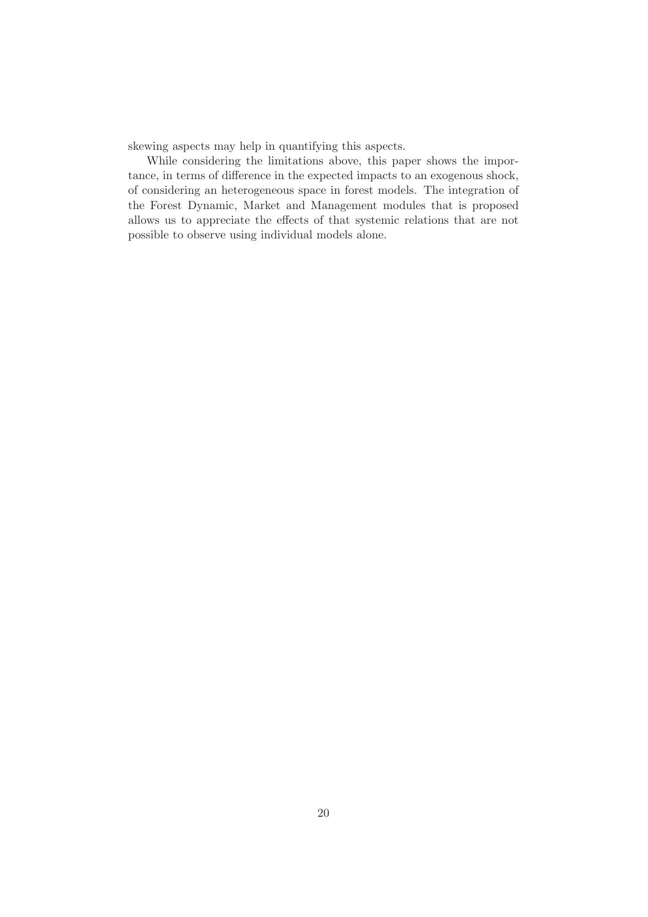skewing aspects may help in quantifying this aspects.

While considering the limitations above, this paper shows the importance, in terms of difference in the expected impacts to an exogenous shock, of considering an heterogeneous space in forest models. The integration of the Forest Dynamic, Market and Management modules that is proposed allows us to appreciate the effects of that systemic relations that are not possible to observe using individual models alone.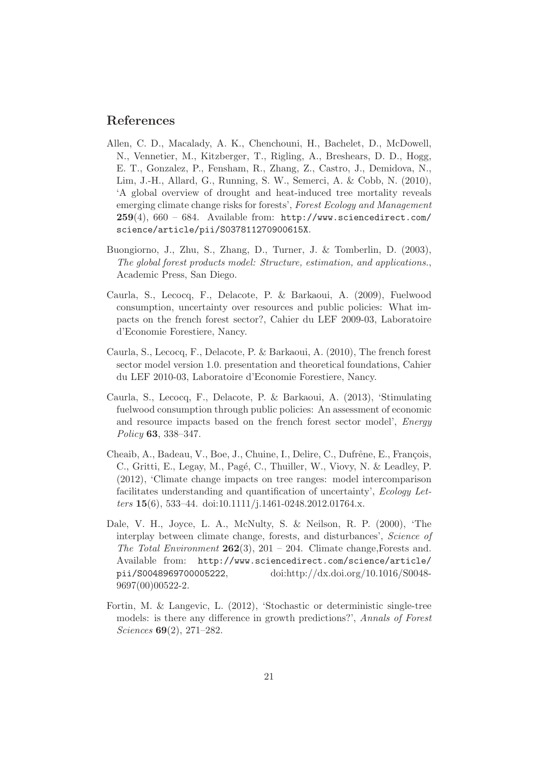## References

Allen, C. D., Macalady, A. K., Chenchouni, H., Bachelet, D., McDowell, N., Vennetier, M., Kitzberger, T., Rigling, A., Breshears, D. D., Hogg, E. T., Gonzalez, P., Fensham, R., Zhang, Z., Castro, J., Demidova, N., Lim, J.-H., Allard, G., Running, S. W., Semerci, A. & Cobb, N. (2010), 'A global overview of drought and heat-induced tree mortality reveals emerging climate change risks for forests', *Forest Ecology and Management* **259**(4), 660 – 684. Available from: `http://www.sciencedirect.com/science/article/pii/S037811270900615X`.

Buongiorno, J., Zhu, S., Zhang, D., Turner, J. & Tomberlin, D. (2003), *The global forest products model: Structure, estimation, and applications.*, Academic Press, San Diego.

Caurla, S., Lecocq, F., Delacote, P. & Barkaoui, A. (2009), Fuelwood consumption, uncertainty over resources and public policies: What impacts on the french forest sector?, Cahier du LEF 2009-03, Laboratoire d'Economie Forestiere, Nancy.

Caurla, S., Lecocq, F., Delacote, P. & Barkaoui, A. (2010), The french forest sector model version 1.0. presentation and theoretical foundations, Cahier du LEF 2010-03, Laboratoire d'Economie Forestiere, Nancy.

Caurla, S., Lecocq, F., Delacote, P. & Barkaoui, A. (2013), 'Stimulating fuelwood consumption through public policies: An assessment of economic and resource impacts based on the french forest sector model', *Energy Policy* **63**, 338–347.

Cheaib, A., Badeau, V., Boe, J., Chuine, I., Delire, C., Dufrêne, E., François, C., Gritti, E., Legay, M., Pagé, C., Thuiller, W., Viovy, N. & Leadley, P. (2012), 'Climate change impacts on tree ranges: model intercomparison facilitates understanding and quantification of uncertainty', *Ecology Letters* **15**(6), 533–44. doi:10.1111/j.1461-0248.2012.01764.x.

Dale, V. H., Joyce, L. A., McNulty, S. & Neilson, R. P. (2000), 'The interplay between climate change, forests, and disturbances', *Science of The Total Environment* **262**(3), 201 – 204. Climate change,Forests and. Available from: `http://www.sciencedirect.com/science/article/pii/S0048969700005222`, doi:http://dx.doi.org/10.1016/S0048-9697(00)00522-2.

Fortin, M. & Langevic, L. (2012), 'Stochastic or deterministic single-tree models: is there any difference in growth predictions?', *Annals of Forest Sciences* **69**(2), 271–282.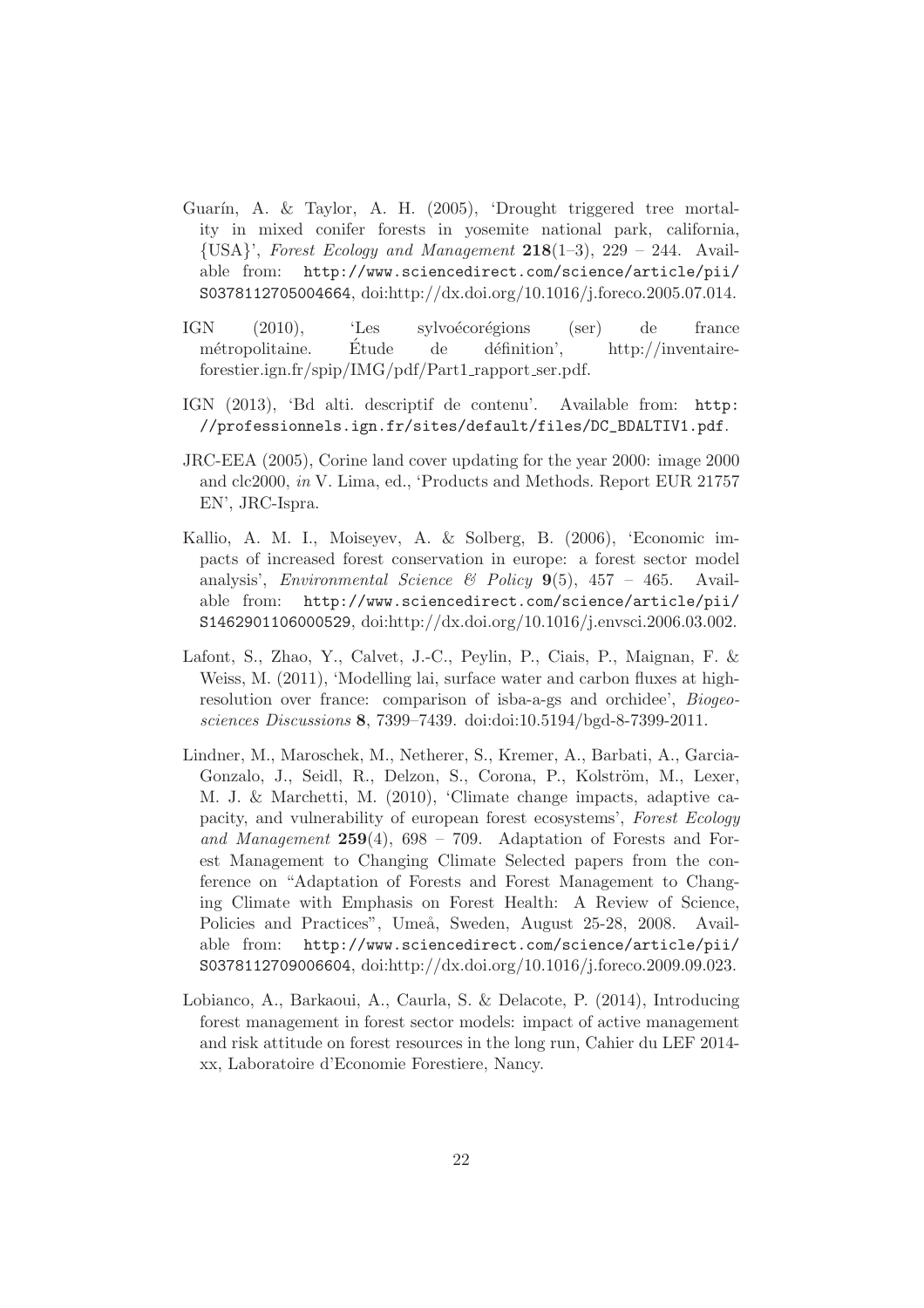- Guarín, A. & Taylor, A. H. (2005), 'Drought triggered tree mortality in mixed conifer forests in yosemite national park, california, {USA}', *Forest Ecology and Management* **218**(1–3), 229 – 244. Available from: http://www.sciencedirect.com/science/article/pii/S0378112705004664, doi:http://dx.doi.org/10.1016/j.foreco.2005.07.014.

- IGN (2010), 'Les sylvoécorégions (ser) de france métropolitaine. Étude de définition', http://inventaire-forestier.ign.fr/spip/IMG/pdf/Part1_rapport_ser.pdf.

- IGN (2013), 'Bd alti. descriptif de contenu'. Available from: http://professionnels.ign.fr/sites/default/files/DC_BDALTIV1.pdf.

- JRC-EEA (2005), Corine land cover updating for the year 2000: image 2000 and clc2000, *in* V. Lima, ed., 'Products and Methods. Report EUR 21757 EN', JRC-Ispra.

- Kallio, A. M. I., Moiseyev, A. & Solberg, B. (2006), 'Economic impacts of increased forest conservation in europe: a forest sector model analysis', *Environmental Science & Policy* **9**(5), 457 – 465. Available from: http://www.sciencedirect.com/science/article/pii/S1462901106000529, doi:http://dx.doi.org/10.1016/j.envsci.2006.03.002.

- Lafont, S., Zhao, Y., Calvet, J.-C., Peylin, P., Ciais, P., Maignan, F. & Weiss, M. (2011), 'Modelling lai, surface water and carbon fluxes at high-resolution over france: comparison of isba-a-gs and orchidee', *Biogeosciences Discussions* **8**, 7399–7439. doi:doi:10.5194/bgd-8-7399-2011.

- Lindner, M., Maroschek, M., Netherer, S., Kremer, A., Barbati, A., Garcia-Gonzalo, J., Seidl, R., Delzon, S., Corona, P., Kolström, M., Lexer, M. J. & Marchetti, M. (2010), 'Climate change impacts, adaptive capacity, and vulnerability of european forest ecosystems', *Forest Ecology and Management* **259**(4), 698 – 709. Adaptation of Forests and Forest Management to Changing Climate Selected papers from the conference on "Adaptation of Forests and Forest Management to Changing Climate with Emphasis on Forest Health: A Review of Science, Policies and Practices", Umeå, Sweden, August 25-28, 2008. Available from: http://www.sciencedirect.com/science/article/pii/S0378112709006604, doi:http://dx.doi.org/10.1016/j.foreco.2009.09.023.

- Lobianco, A., Barkaoui, A., Caurla, S. & Delacote, P. (2014), Introducing forest management in forest sector models: impact of active management and risk attitude on forest resources in the long run, Cahier du LEF 2014-xx, Laboratoire d'Economie Forestiere, Nancy.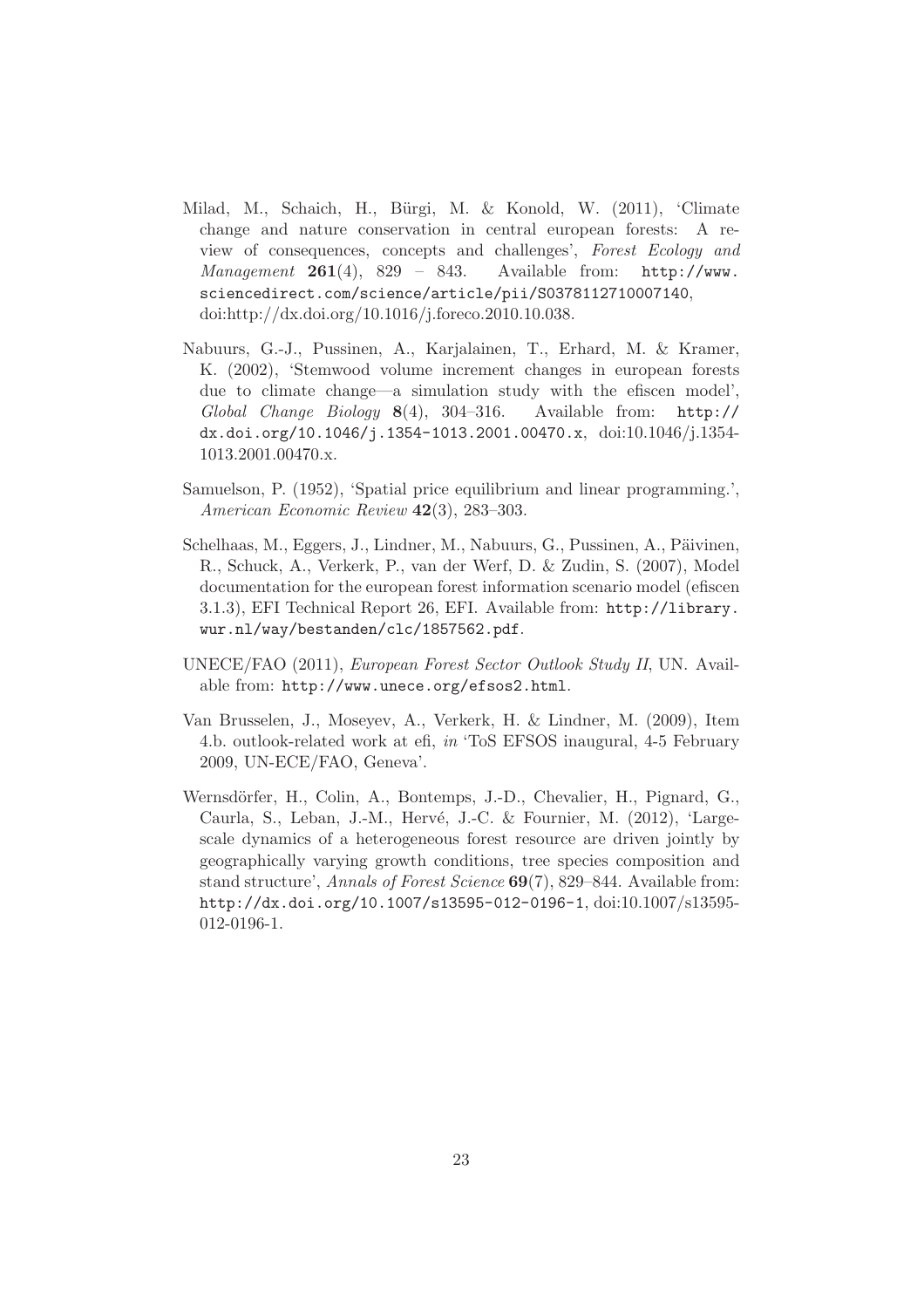Milad, M., Schaich, H., Bürgi, M. & Konold, W. (2011), 'Climate change and nature conservation in central european forests: A review of consequences, concepts and challenges', *Forest Ecology and Management* **261**(4), 829 – 843. Available from: http://www.sciencedirect.com/science/article/pii/S0378112710007140, doi:http://dx.doi.org/10.1016/j.foreco.2010.10.038.

Nabuurs, G.-J., Pussinen, A., Karjalainen, T., Erhard, M. & Kramer, K. (2002), 'Stemwood volume increment changes in european forests due to climate change—a simulation study with the efiscen model', *Global Change Biology* **8**(4), 304–316. Available from: http://dx.doi.org/10.1046/j.1354-1013.2001.00470.x, doi:10.1046/j.1354-1013.2001.00470.x.

Samuelson, P. (1952), 'Spatial price equilibrium and linear programming.', *American Economic Review* **42**(3), 283–303.

Schelhaas, M., Eggers, J., Lindner, M., Nabuurs, G., Pussinen, A., Päivinen, R., Schuck, A., Verkerk, P., van der Werf, D. & Zudin, S. (2007), Model documentation for the european forest information scenario model (efiscen 3.1.3), EFI Technical Report 26, EFI. Available from: http://library.wur.nl/way/bestanden/clc/1857562.pdf.

UNECE/FAO (2011), *European Forest Sector Outlook Study II*, UN. Available from: http://www.unece.org/efsos2.html.

Van Brusselen, J., Moseyev, A., Verkerk, H. & Lindner, M. (2009), Item 4.b. outlook-related work at efi, *in* 'ToS EFSOS inaugural, 4-5 February 2009, UN-ECE/FAO, Geneva'.

Wernsdörfer, H., Colin, A., Bontemps, J.-D., Chevalier, H., Pignard, G., Caurla, S., Leban, J.-M., Hervé, J.-C. & Fournier, M. (2012), 'Large-scale dynamics of a heterogeneous forest resource are driven jointly by geographically varying growth conditions, tree species composition and stand structure', *Annals of Forest Science* **69**(7), 829–844. Available from: http://dx.doi.org/10.1007/s13595-012-0196-1, doi:10.1007/s13595-012-0196-1.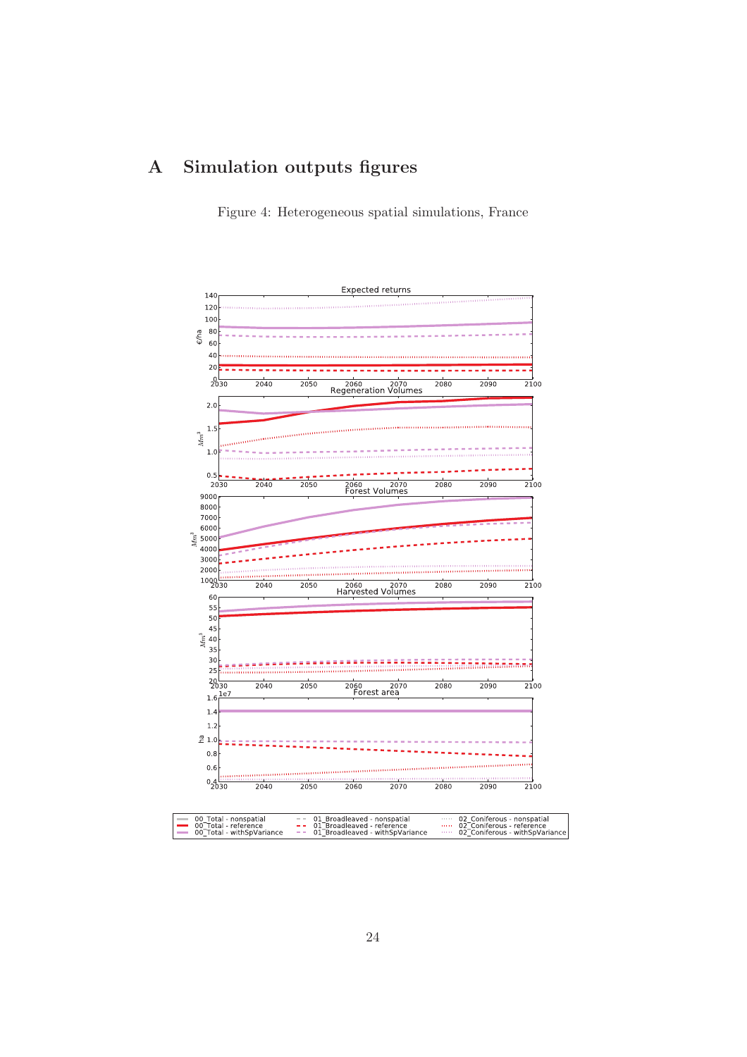# A Simulation outputs figures

Figure 4: Heterogeneous spatial simulations, France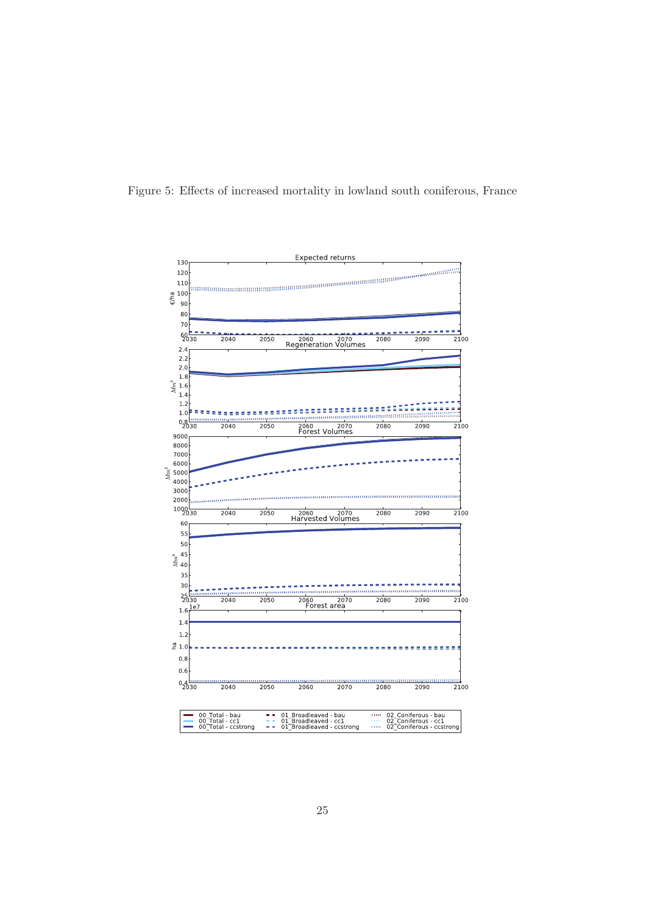Figure 5: Effects of increased mortality in lowland south coniferous, France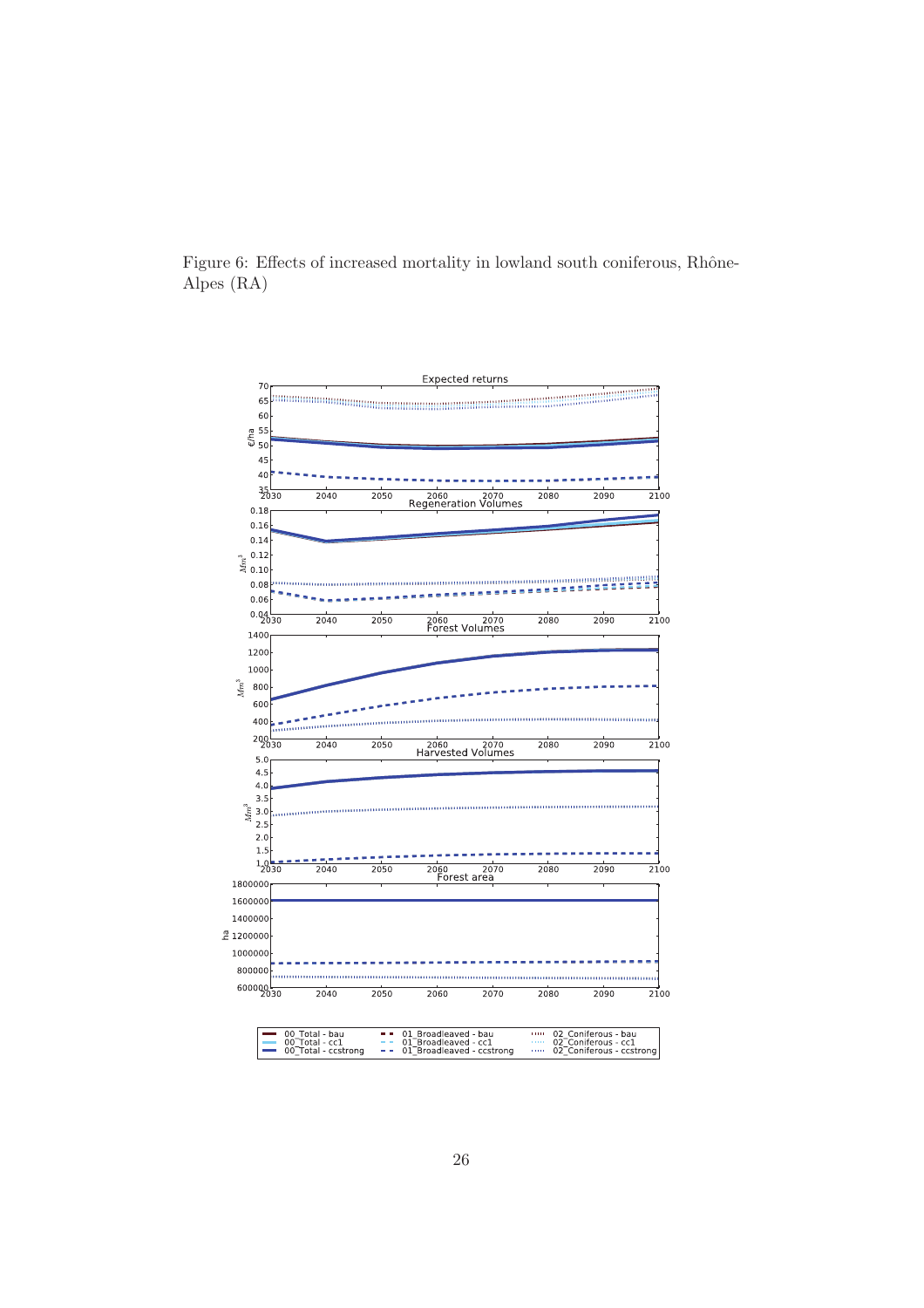Figure 6: Effects of increased mortality in lowland south coniferous, Rhône-Alpes (RA)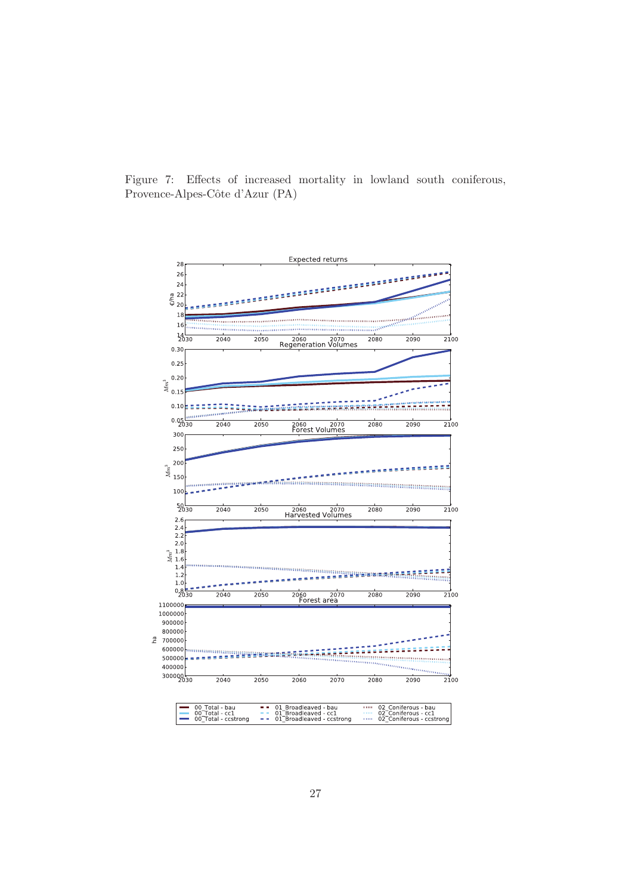Figure 7: Effects of increased mortality in lowland south coniferous, Provence-Alpes-Côte d'Azur (PA)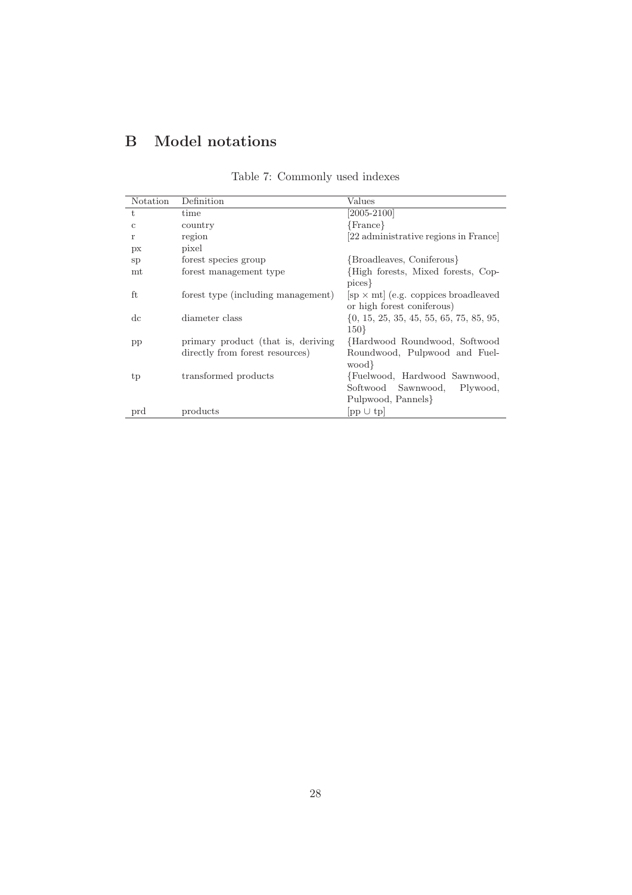# B Model notations

Table 7: Commonly used indexes

| Notation | Definition | Values |
|---|---|---|
| t | time | [2005-2100] |
| c | country | {France} |
| r | region | [22 administrative regions in France] |
| px | pixel | |
| sp | forest species group | {Broadleaves, Coniferous} |
| mt | forest management type | {High forests, Mixed forests, Coppices} |
| ft | forest type (including management) | [sp × mt] (e.g. coppices broadleaved or high forest coniferous) |
| dc | diameter class | {0, 15, 25, 35, 45, 55, 65, 75, 85, 95, 150} |
| pp | primary product (that is, deriving directly from forest resources) | {Hardwood Roundwood, Softwood Roundwood, Pulpwood and Fuelwood} |
| tp | transformed products | {Fuelwood, Hardwood Sawnwood, Softwood Sawnwood, Plywood, Pulpwood, Pannels} |
| prd | products | [pp ∪ tp] |